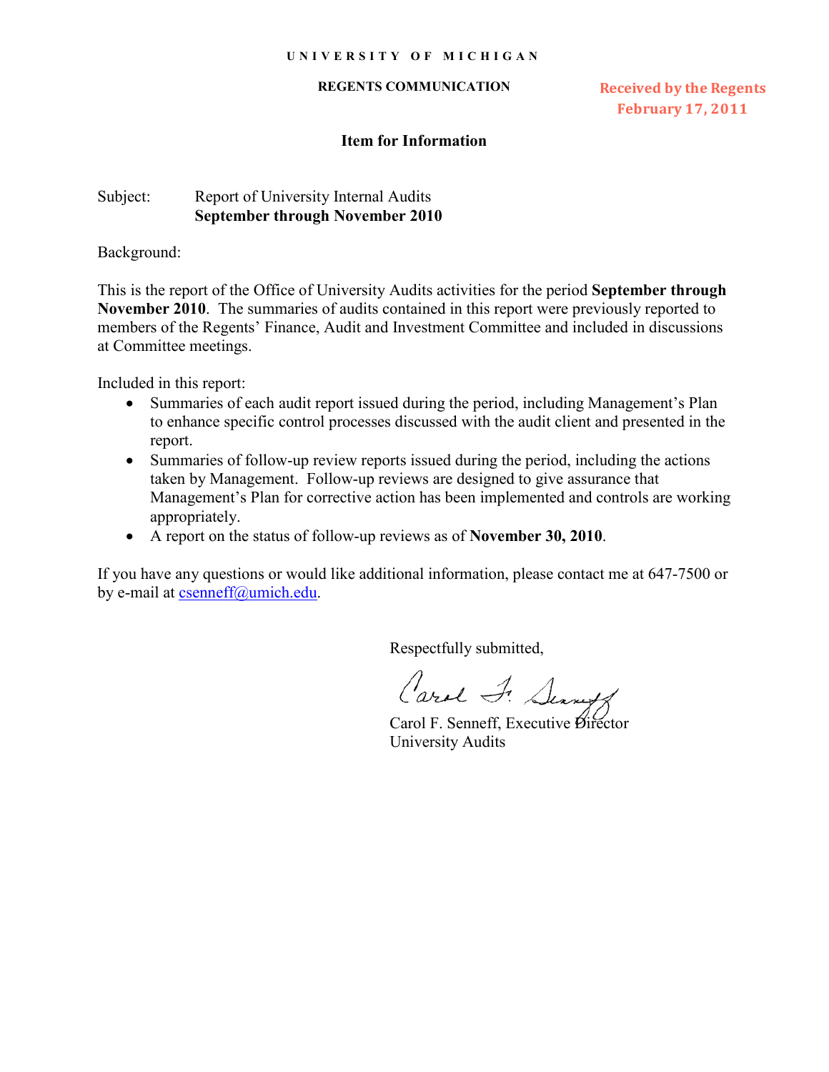**U N I V E R S I T Y O F M I C H I G A N**

**REGENTS COMMUNICATION**

Received by the Regents
February 17, 2011

## Item for Information

Subject: Report of University Internal Audits
**September through November 2010**

Background:

This is the report of the Office of University Audits activities for the period **September through November 2010**. The summaries of audits contained in this report were previously reported to members of the Regents' Finance, Audit and Investment Committee and included in discussions at Committee meetings.

Included in this report:

- Summaries of each audit report issued during the period, including Management's Plan to enhance specific control processes discussed with the audit client and presented in the report.
- Summaries of follow-up review reports issued during the period, including the actions taken by Management. Follow-up reviews are designed to give assurance that Management's Plan for corrective action has been implemented and controls are working appropriately.
- A report on the status of follow-up reviews as of **November 30, 2010**.

If you have any questions or would like additional information, please contact me at 647-7500 or by e-mail at csenneff@umich.edu.

Respectfully submitted,

Carol F. Senneff, Executive Director
University Audits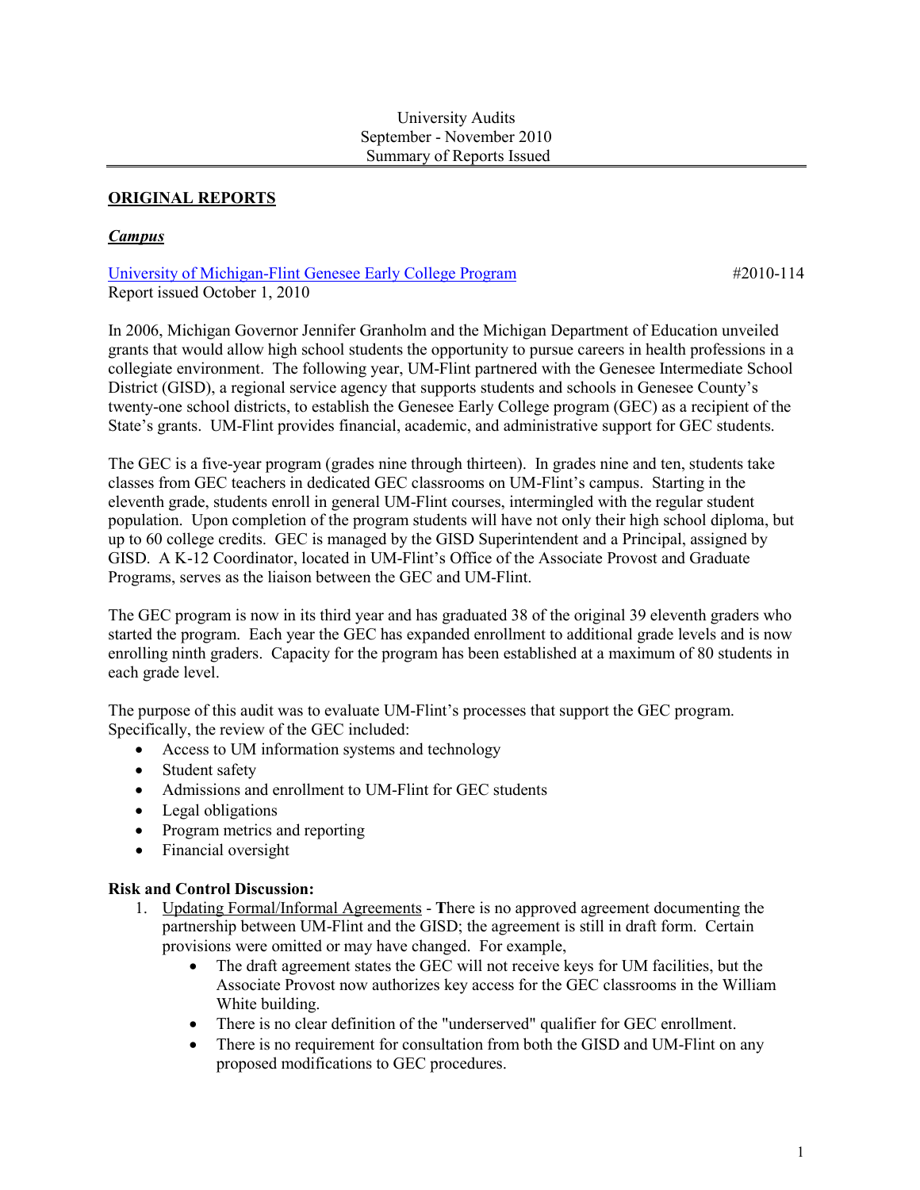University Audits
September - November 2010
Summary of Reports Issued

## ORIGINAL REPORTS

### *Campus*

University of Michigan-Flint Genesee Early College Program #2010-114
Report issued October 1, 2010

In 2006, Michigan Governor Jennifer Granholm and the Michigan Department of Education unveiled grants that would allow high school students the opportunity to pursue careers in health professions in a collegiate environment. The following year, UM-Flint partnered with the Genesee Intermediate School District (GISD), a regional service agency that supports students and schools in Genesee County's twenty-one school districts, to establish the Genesee Early College program (GEC) as a recipient of the State's grants. UM-Flint provides financial, academic, and administrative support for GEC students.

The GEC is a five-year program (grades nine through thirteen). In grades nine and ten, students take classes from GEC teachers in dedicated GEC classrooms on UM-Flint's campus. Starting in the eleventh grade, students enroll in general UM-Flint courses, intermingled with the regular student population. Upon completion of the program students will have not only their high school diploma, but up to 60 college credits. GEC is managed by the GISD Superintendent and a Principal, assigned by GISD. A K-12 Coordinator, located in UM-Flint's Office of the Associate Provost and Graduate Programs, serves as the liaison between the GEC and UM-Flint.

The GEC program is now in its third year and has graduated 38 of the original 39 eleventh graders who started the program. Each year the GEC has expanded enrollment to additional grade levels and is now enrolling ninth graders. Capacity for the program has been established at a maximum of 80 students in each grade level.

The purpose of this audit was to evaluate UM-Flint's processes that support the GEC program. Specifically, the review of the GEC included:

- Access to UM information systems and technology
- Student safety
- Admissions and enrollment to UM-Flint for GEC students
- Legal obligations
- Program metrics and reporting
- Financial oversight

**Risk and Control Discussion:**

1. Updating Formal/Informal Agreements - **T**here is no approved agreement documenting the partnership between UM-Flint and the GISD; the agreement is still in draft form. Certain provisions were omitted or may have changed. For example,
   - The draft agreement states the GEC will not receive keys for UM facilities, but the Associate Provost now authorizes key access for the GEC classrooms in the William White building.
   - There is no clear definition of the "underserved" qualifier for GEC enrollment.
   - There is no requirement for consultation from both the GISD and UM-Flint on any proposed modifications to GEC procedures.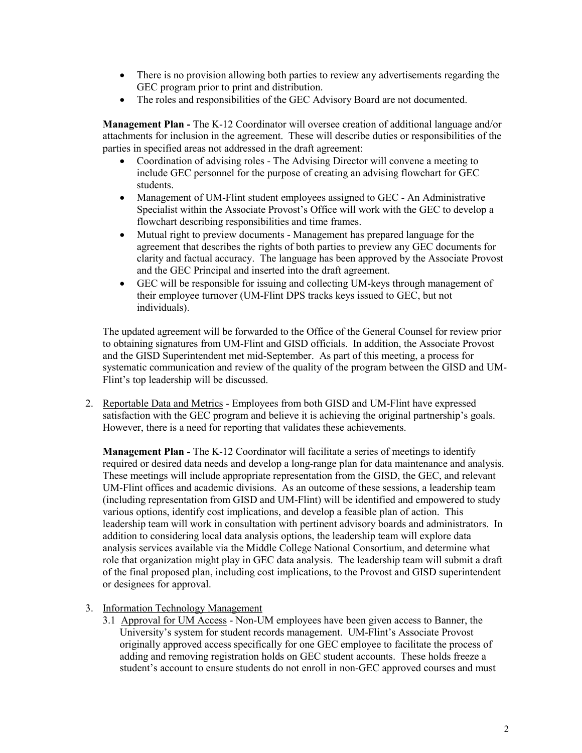- There is no provision allowing both parties to review any advertisements regarding the GEC program prior to print and distribution.
- The roles and responsibilities of the GEC Advisory Board are not documented.

**Management Plan -** The K-12 Coordinator will oversee creation of additional language and/or attachments for inclusion in the agreement. These will describe duties or responsibilities of the parties in specified areas not addressed in the draft agreement:

- Coordination of advising roles - The Advising Director will convene a meeting to include GEC personnel for the purpose of creating an advising flowchart for GEC students.
- Management of UM-Flint student employees assigned to GEC - An Administrative Specialist within the Associate Provost's Office will work with the GEC to develop a flowchart describing responsibilities and time frames.
- Mutual right to preview documents - Management has prepared language for the agreement that describes the rights of both parties to preview any GEC documents for clarity and factual accuracy. The language has been approved by the Associate Provost and the GEC Principal and inserted into the draft agreement.
- GEC will be responsible for issuing and collecting UM-keys through management of their employee turnover (UM-Flint DPS tracks keys issued to GEC, but not individuals).

The updated agreement will be forwarded to the Office of the General Counsel for review prior to obtaining signatures from UM-Flint and GISD officials. In addition, the Associate Provost and the GISD Superintendent met mid-September. As part of this meeting, a process for systematic communication and review of the quality of the program between the GISD and UM-Flint's top leadership will be discussed.

2. Reportable Data and Metrics - Employees from both GISD and UM-Flint have expressed satisfaction with the GEC program and believe it is achieving the original partnership's goals. However, there is a need for reporting that validates these achievements.

   **Management Plan -** The K-12 Coordinator will facilitate a series of meetings to identify required or desired data needs and develop a long-range plan for data maintenance and analysis. These meetings will include appropriate representation from the GISD, the GEC, and relevant UM-Flint offices and academic divisions. As an outcome of these sessions, a leadership team (including representation from GISD and UM-Flint) will be identified and empowered to study various options, identify cost implications, and develop a feasible plan of action. This leadership team will work in consultation with pertinent advisory boards and administrators. In addition to considering local data analysis options, the leadership team will explore data analysis services available via the Middle College National Consortium, and determine what role that organization might play in GEC data analysis. The leadership team will submit a draft of the final proposed plan, including cost implications, to the Provost and GISD superintendent or designees for approval.

3. Information Technology Management

   3.1 Approval for UM Access - Non-UM employees have been given access to Banner, the University's system for student records management. UM-Flint's Associate Provost originally approved access specifically for one GEC employee to facilitate the process of adding and removing registration holds on GEC student accounts. These holds freeze a student's account to ensure students do not enroll in non-GEC approved courses and must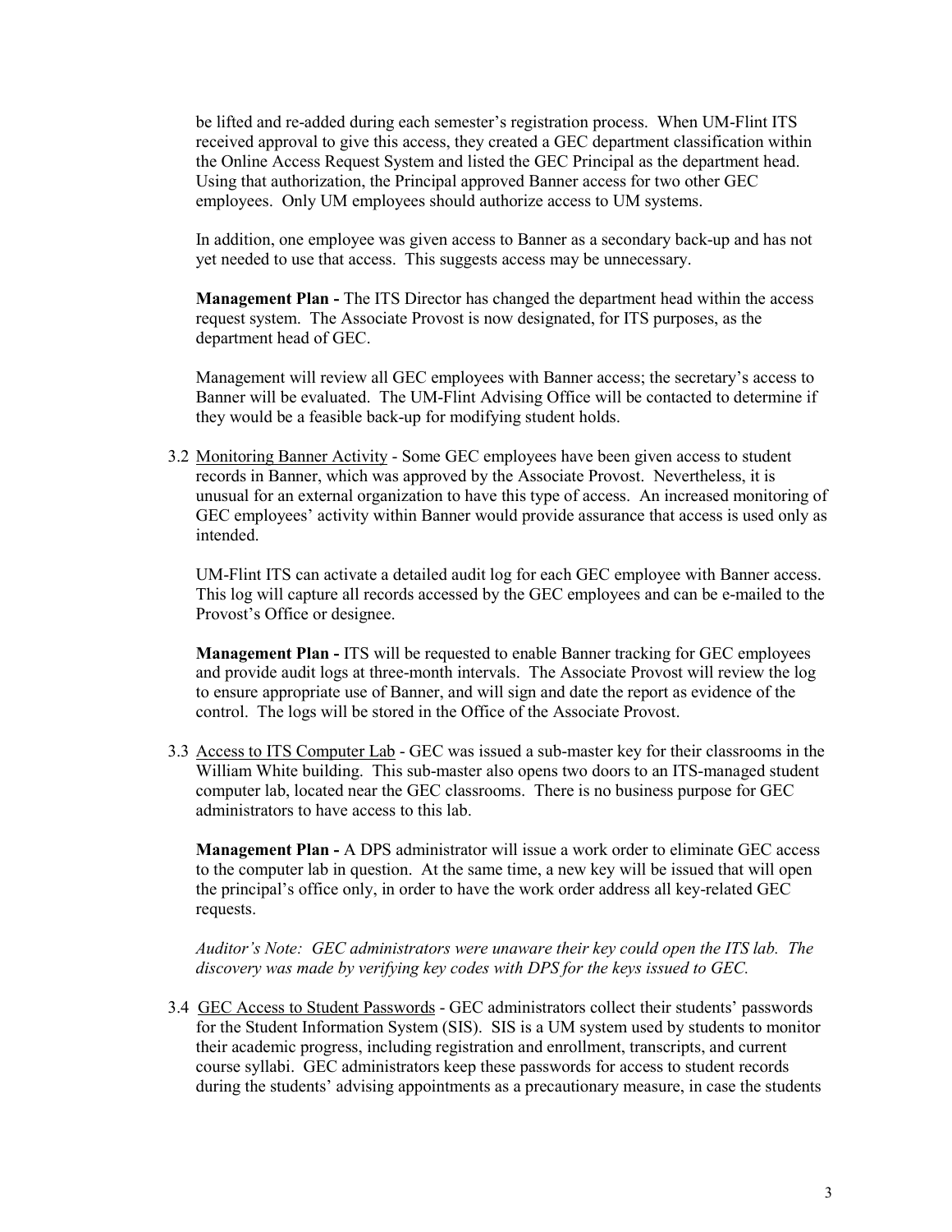be lifted and re-added during each semester's registration process. When UM-Flint ITS received approval to give this access, they created a GEC department classification within the Online Access Request System and listed the GEC Principal as the department head. Using that authorization, the Principal approved Banner access for two other GEC employees. Only UM employees should authorize access to UM systems.

In addition, one employee was given access to Banner as a secondary back-up and has not yet needed to use that access. This suggests access may be unnecessary.

**Management Plan -** The ITS Director has changed the department head within the access request system. The Associate Provost is now designated, for ITS purposes, as the department head of GEC.

Management will review all GEC employees with Banner access; the secretary's access to Banner will be evaluated. The UM-Flint Advising Office will be contacted to determine if they would be a feasible back-up for modifying student holds.

3.2 <u>Monitoring Banner Activity</u> - Some GEC employees have been given access to student records in Banner, which was approved by the Associate Provost. Nevertheless, it is unusual for an external organization to have this type of access. An increased monitoring of GEC employees' activity within Banner would provide assurance that access is used only as intended.

UM-Flint ITS can activate a detailed audit log for each GEC employee with Banner access. This log will capture all records accessed by the GEC employees and can be e-mailed to the Provost's Office or designee.

**Management Plan -** ITS will be requested to enable Banner tracking for GEC employees and provide audit logs at three-month intervals. The Associate Provost will review the log to ensure appropriate use of Banner, and will sign and date the report as evidence of the control. The logs will be stored in the Office of the Associate Provost.

3.3 <u>Access to ITS Computer Lab</u> - GEC was issued a sub-master key for their classrooms in the William White building. This sub-master also opens two doors to an ITS-managed student computer lab, located near the GEC classrooms. There is no business purpose for GEC administrators to have access to this lab.

**Management Plan -** A DPS administrator will issue a work order to eliminate GEC access to the computer lab in question. At the same time, a new key will be issued that will open the principal's office only, in order to have the work order address all key-related GEC requests.

*Auditor's Note: GEC administrators were unaware their key could open the ITS lab. The discovery was made by verifying key codes with DPS for the keys issued to GEC.*

3.4 <u>GEC Access to Student Passwords</u> - GEC administrators collect their students' passwords for the Student Information System (SIS). SIS is a UM system used by students to monitor their academic progress, including registration and enrollment, transcripts, and current course syllabi. GEC administrators keep these passwords for access to student records during the students' advising appointments as a precautionary measure, in case the students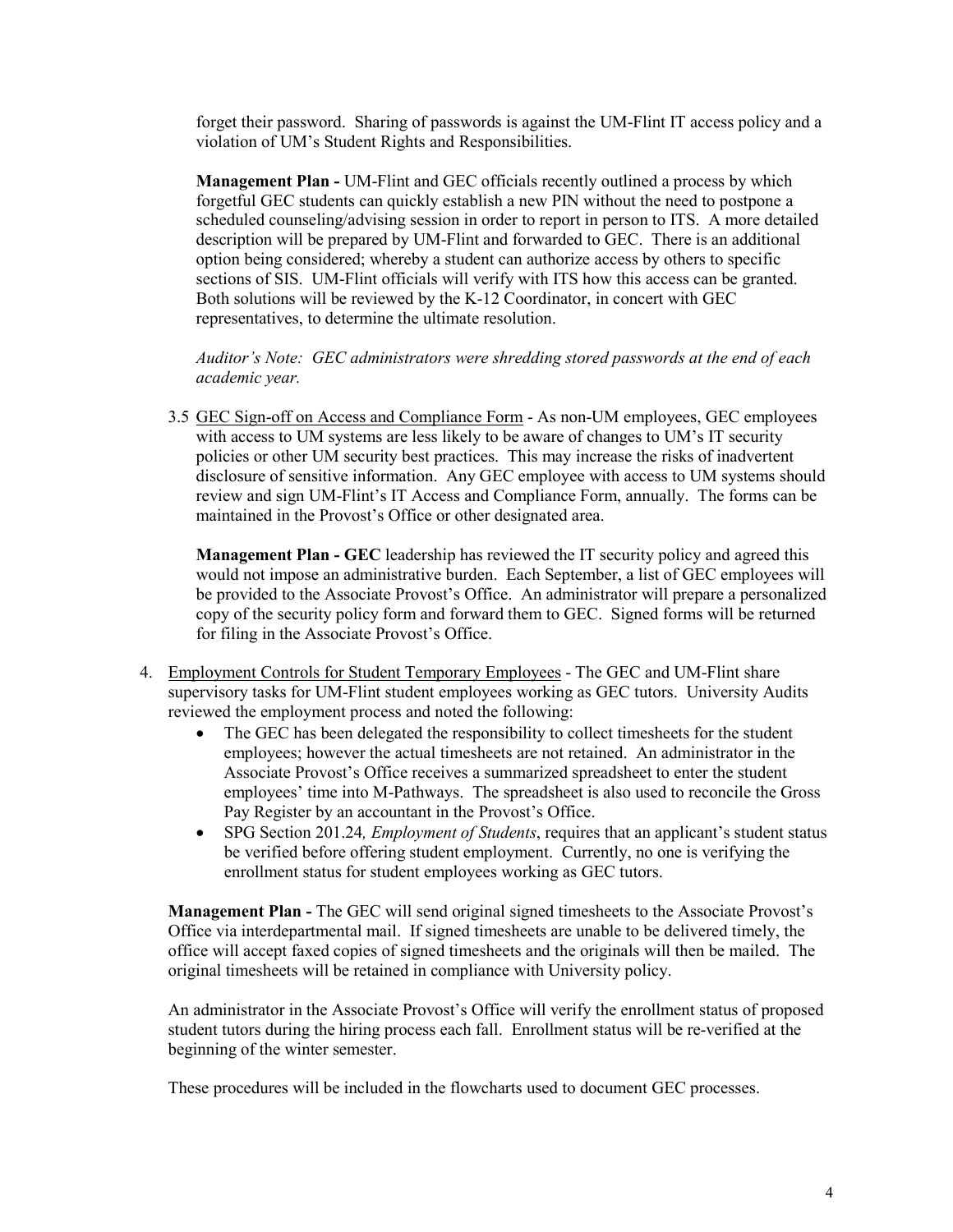forget their password. Sharing of passwords is against the UM-Flint IT access policy and a violation of UM's Student Rights and Responsibilities.

**Management Plan -** UM-Flint and GEC officials recently outlined a process by which forgetful GEC students can quickly establish a new PIN without the need to postpone a scheduled counseling/advising session in order to report in person to ITS. A more detailed description will be prepared by UM-Flint and forwarded to GEC. There is an additional option being considered; whereby a student can authorize access by others to specific sections of SIS. UM-Flint officials will verify with ITS how this access can be granted. Both solutions will be reviewed by the K-12 Coordinator, in concert with GEC representatives, to determine the ultimate resolution.

*Auditor's Note: GEC administrators were shredding stored passwords at the end of each academic year.*

3.5 <u>GEC Sign-off on Access and Compliance Form</u> - As non-UM employees, GEC employees with access to UM systems are less likely to be aware of changes to UM's IT security policies or other UM security best practices. This may increase the risks of inadvertent disclosure of sensitive information. Any GEC employee with access to UM systems should review and sign UM-Flint's IT Access and Compliance Form, annually. The forms can be maintained in the Provost's Office or other designated area.

**Management Plan - GEC** leadership has reviewed the IT security policy and agreed this would not impose an administrative burden. Each September, a list of GEC employees will be provided to the Associate Provost's Office. An administrator will prepare a personalized copy of the security policy form and forward them to GEC. Signed forms will be returned for filing in the Associate Provost's Office.

4. <u>Employment Controls for Student Temporary Employees</u> - The GEC and UM-Flint share supervisory tasks for UM-Flint student employees working as GEC tutors. University Audits reviewed the employment process and noted the following:
   - The GEC has been delegated the responsibility to collect timesheets for the student employees; however the actual timesheets are not retained. An administrator in the Associate Provost's Office receives a summarized spreadsheet to enter the student employees' time into M-Pathways. The spreadsheet is also used to reconcile the Gross Pay Register by an accountant in the Provost's Office.
   - SPG Section 201.24, *Employment of Students*, requires that an applicant's student status be verified before offering student employment. Currently, no one is verifying the enrollment status for student employees working as GEC tutors.

**Management Plan -** The GEC will send original signed timesheets to the Associate Provost's Office via interdepartmental mail. If signed timesheets are unable to be delivered timely, the office will accept faxed copies of signed timesheets and the originals will then be mailed. The original timesheets will be retained in compliance with University policy.

An administrator in the Associate Provost's Office will verify the enrollment status of proposed student tutors during the hiring process each fall. Enrollment status will be re-verified at the beginning of the winter semester.

These procedures will be included in the flowcharts used to document GEC processes.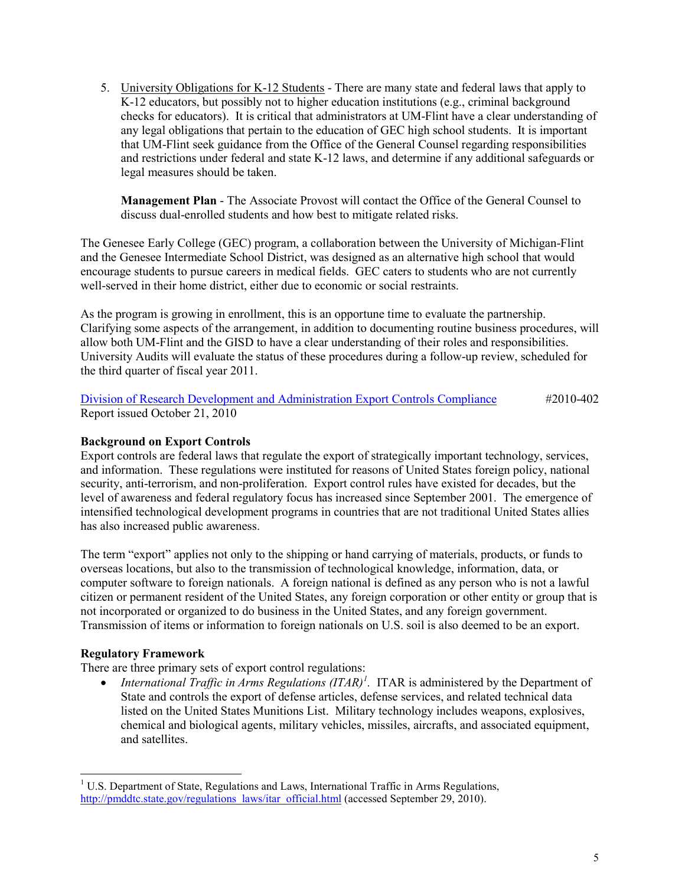5. University Obligations for K-12 Students - There are many state and federal laws that apply to K-12 educators, but possibly not to higher education institutions (e.g., criminal background checks for educators). It is critical that administrators at UM-Flint have a clear understanding of any legal obligations that pertain to the education of GEC high school students. It is important that UM-Flint seek guidance from the Office of the General Counsel regarding responsibilities and restrictions under federal and state K-12 laws, and determine if any additional safeguards or legal measures should be taken.

   **Management Plan** - The Associate Provost will contact the Office of the General Counsel to discuss dual-enrolled students and how best to mitigate related risks.

The Genesee Early College (GEC) program, a collaboration between the University of Michigan-Flint and the Genesee Intermediate School District, was designed as an alternative high school that would encourage students to pursue careers in medical fields. GEC caters to students who are not currently well-served in their home district, either due to economic or social restraints.

As the program is growing in enrollment, this is an opportune time to evaluate the partnership. Clarifying some aspects of the arrangement, in addition to documenting routine business procedures, will allow both UM-Flint and the GISD to have a clear understanding of their roles and responsibilities. University Audits will evaluate the status of these procedures during a follow-up review, scheduled for the third quarter of fiscal year 2011.

Division of Research Development and Administration Export Controls Compliance #2010-402
Report issued October 21, 2010

**Background on Export Controls**

Export controls are federal laws that regulate the export of strategically important technology, services, and information. These regulations were instituted for reasons of United States foreign policy, national security, anti-terrorism, and non-proliferation. Export control rules have existed for decades, but the level of awareness and federal regulatory focus has increased since September 2001. The emergence of intensified technological development programs in countries that are not traditional United States allies has also increased public awareness.

The term "export" applies not only to the shipping or hand carrying of materials, products, or funds to overseas locations, but also to the transmission of technological knowledge, information, data, or computer software to foreign nationals. A foreign national is defined as any person who is not a lawful citizen or permanent resident of the United States, any foreign corporation or other entity or group that is not incorporated or organized to do business in the United States, and any foreign government. Transmission of items or information to foreign nationals on U.S. soil is also deemed to be an export.

**Regulatory Framework**

There are three primary sets of export control regulations:

- *International Traffic in Arms Regulations (ITAR)*[1]. ITAR is administered by the Department of State and controls the export of defense articles, defense services, and related technical data listed on the United States Munitions List. Military technology includes weapons, explosives, chemical and biological agents, military vehicles, missiles, aircrafts, and associated equipment, and satellites.

[1] U.S. Department of State, Regulations and Laws, International Traffic in Arms Regulations, http://pmddtc.state.gov/regulations_laws/itar_official.html (accessed September 29, 2010).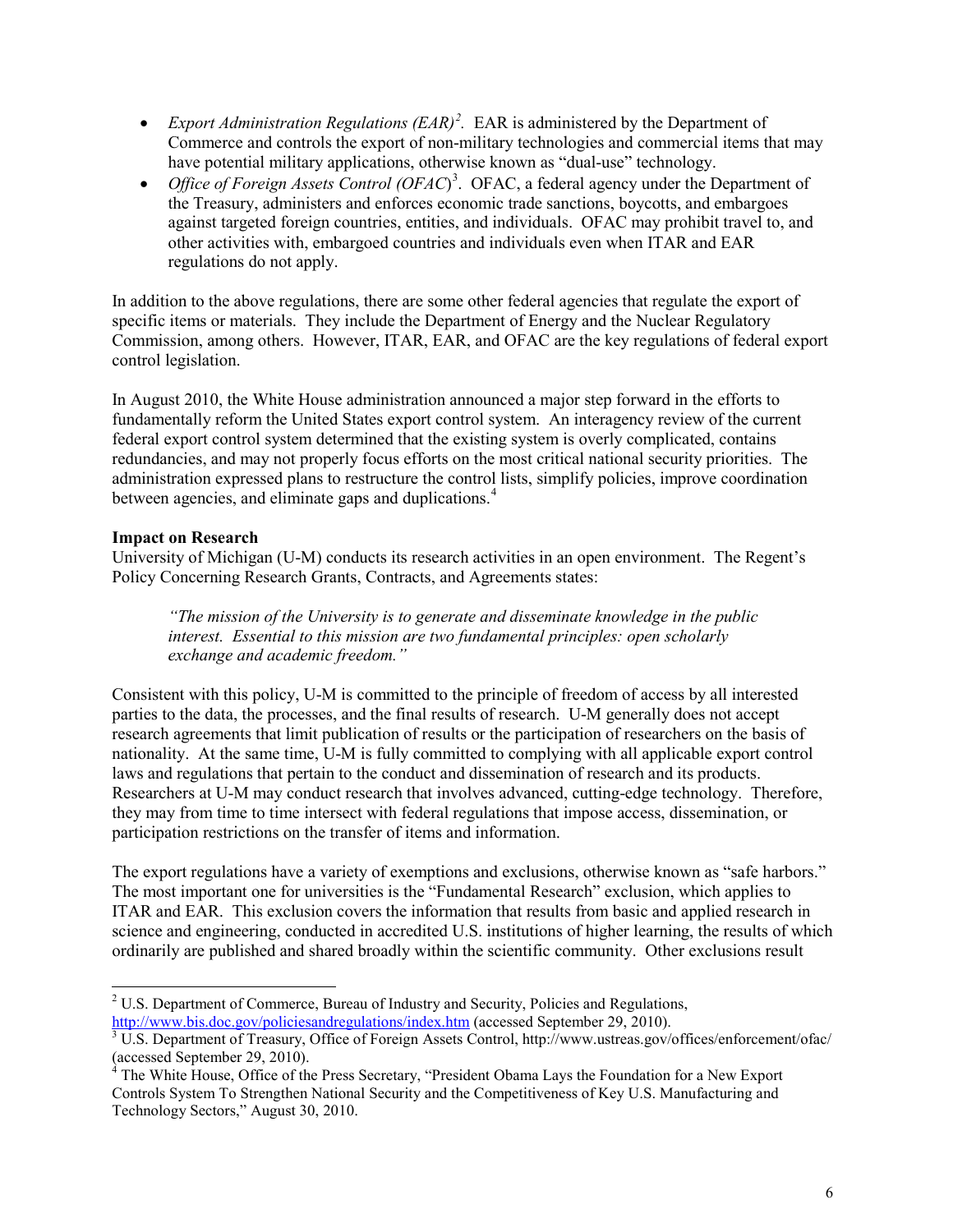- *Export Administration Regulations (EAR)*[2]. EAR is administered by the Department of Commerce and controls the export of non-military technologies and commercial items that may have potential military applications, otherwise known as "dual-use" technology.
- *Office of Foreign Assets Control (OFAC)*[3]. OFAC, a federal agency under the Department of the Treasury, administers and enforces economic trade sanctions, boycotts, and embargoes against targeted foreign countries, entities, and individuals. OFAC may prohibit travel to, and other activities with, embargoed countries and individuals even when ITAR and EAR regulations do not apply.

In addition to the above regulations, there are some other federal agencies that regulate the export of specific items or materials. They include the Department of Energy and the Nuclear Regulatory Commission, among others. However, ITAR, EAR, and OFAC are the key regulations of federal export control legislation.

In August 2010, the White House administration announced a major step forward in the efforts to fundamentally reform the United States export control system. An interagency review of the current federal export control system determined that the existing system is overly complicated, contains redundancies, and may not properly focus efforts on the most critical national security priorities. The administration expressed plans to restructure the control lists, simplify policies, improve coordination between agencies, and eliminate gaps and duplications.[4]

**Impact on Research**

University of Michigan (U-M) conducts its research activities in an open environment. The Regent's Policy Concerning Research Grants, Contracts, and Agreements states:

> *"The mission of the University is to generate and disseminate knowledge in the public interest. Essential to this mission are two fundamental principles: open scholarly exchange and academic freedom."*

Consistent with this policy, U-M is committed to the principle of freedom of access by all interested parties to the data, the processes, and the final results of research. U-M generally does not accept research agreements that limit publication of results or the participation of researchers on the basis of nationality. At the same time, U-M is fully committed to complying with all applicable export control laws and regulations that pertain to the conduct and dissemination of research and its products. Researchers at U-M may conduct research that involves advanced, cutting-edge technology. Therefore, they may from time to time intersect with federal regulations that impose access, dissemination, or participation restrictions on the transfer of items and information.

The export regulations have a variety of exemptions and exclusions, otherwise known as "safe harbors." The most important one for universities is the "Fundamental Research" exclusion, which applies to ITAR and EAR. This exclusion covers the information that results from basic and applied research in science and engineering, conducted in accredited U.S. institutions of higher learning, the results of which ordinarily are published and shared broadly within the scientific community. Other exclusions result

---

[2] U.S. Department of Commerce, Bureau of Industry and Security, Policies and Regulations, http://www.bis.doc.gov/policiesandregulations/index.htm (accessed September 29, 2010).

[3] U.S. Department of Treasury, Office of Foreign Assets Control, http://www.ustreas.gov/offices/enforcement/ofac/ (accessed September 29, 2010).

[4] The White House, Office of the Press Secretary, "President Obama Lays the Foundation for a New Export Controls System To Strengthen National Security and the Competitiveness of Key U.S. Manufacturing and Technology Sectors," August 30, 2010.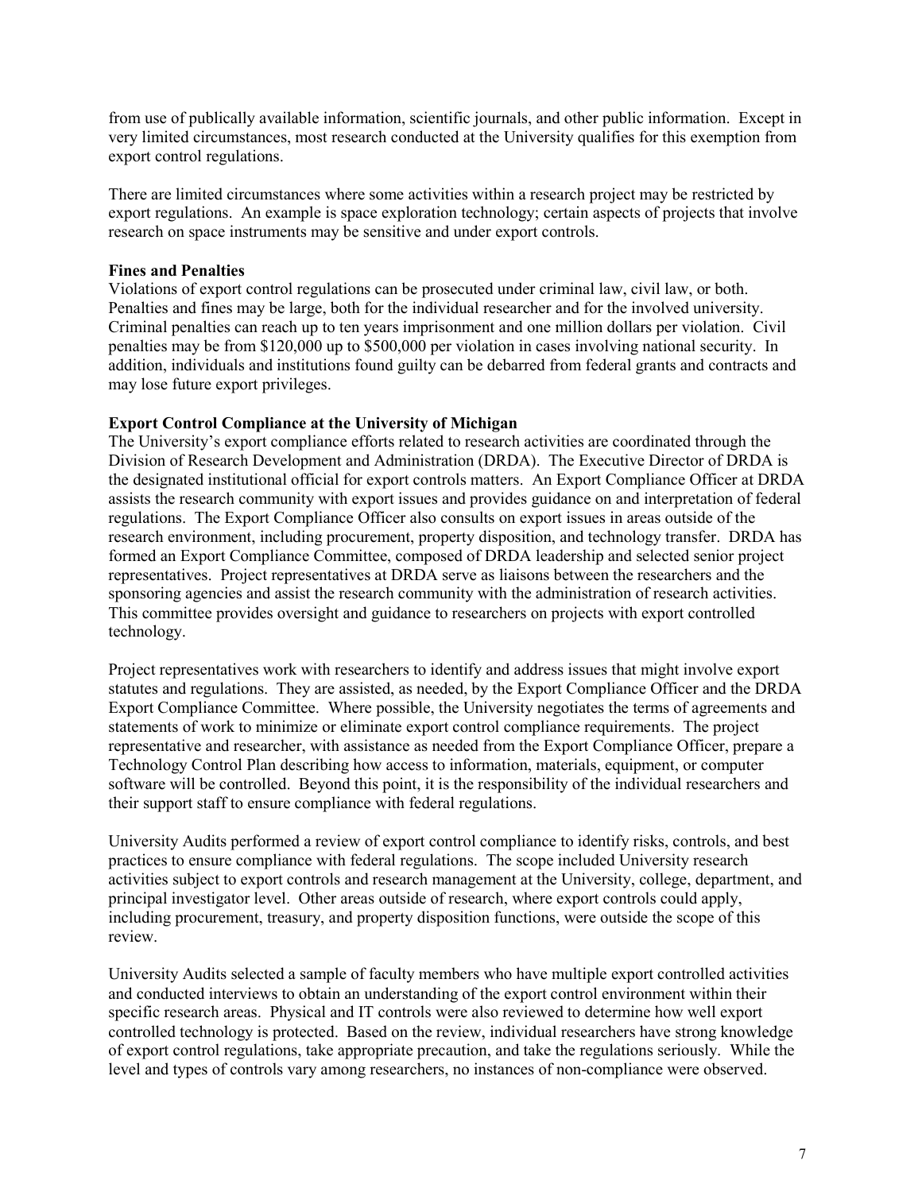from use of publically available information, scientific journals, and other public information. Except in very limited circumstances, most research conducted at the University qualifies for this exemption from export control regulations.

There are limited circumstances where some activities within a research project may be restricted by export regulations. An example is space exploration technology; certain aspects of projects that involve research on space instruments may be sensitive and under export controls.

**Fines and Penalties**

Violations of export control regulations can be prosecuted under criminal law, civil law, or both. Penalties and fines may be large, both for the individual researcher and for the involved university. Criminal penalties can reach up to ten years imprisonment and one million dollars per violation. Civil penalties may be from $120,000 up to $500,000 per violation in cases involving national security. In addition, individuals and institutions found guilty can be debarred from federal grants and contracts and may lose future export privileges.

**Export Control Compliance at the University of Michigan**

The University's export compliance efforts related to research activities are coordinated through the Division of Research Development and Administration (DRDA). The Executive Director of DRDA is the designated institutional official for export controls matters. An Export Compliance Officer at DRDA assists the research community with export issues and provides guidance on and interpretation of federal regulations. The Export Compliance Officer also consults on export issues in areas outside of the research environment, including procurement, property disposition, and technology transfer. DRDA has formed an Export Compliance Committee, composed of DRDA leadership and selected senior project representatives. Project representatives at DRDA serve as liaisons between the researchers and the sponsoring agencies and assist the research community with the administration of research activities. This committee provides oversight and guidance to researchers on projects with export controlled technology.

Project representatives work with researchers to identify and address issues that might involve export statutes and regulations. They are assisted, as needed, by the Export Compliance Officer and the DRDA Export Compliance Committee. Where possible, the University negotiates the terms of agreements and statements of work to minimize or eliminate export control compliance requirements. The project representative and researcher, with assistance as needed from the Export Compliance Officer, prepare a Technology Control Plan describing how access to information, materials, equipment, or computer software will be controlled. Beyond this point, it is the responsibility of the individual researchers and their support staff to ensure compliance with federal regulations.

University Audits performed a review of export control compliance to identify risks, controls, and best practices to ensure compliance with federal regulations. The scope included University research activities subject to export controls and research management at the University, college, department, and principal investigator level. Other areas outside of research, where export controls could apply, including procurement, treasury, and property disposition functions, were outside the scope of this review.

University Audits selected a sample of faculty members who have multiple export controlled activities and conducted interviews to obtain an understanding of the export control environment within their specific research areas. Physical and IT controls were also reviewed to determine how well export controlled technology is protected. Based on the review, individual researchers have strong knowledge of export control regulations, take appropriate precaution, and take the regulations seriously. While the level and types of controls vary among researchers, no instances of non-compliance were observed.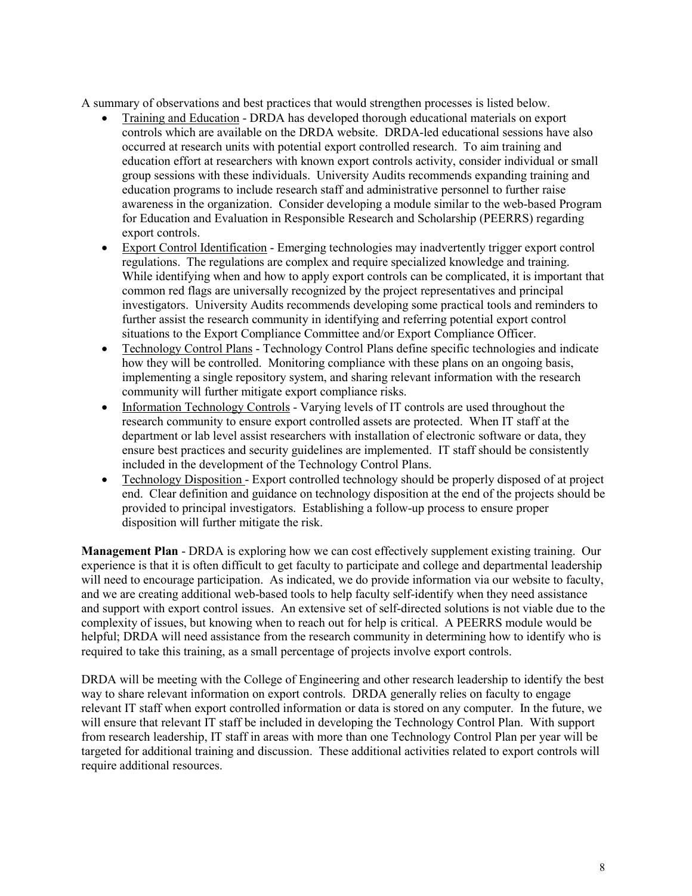A summary of observations and best practices that would strengthen processes is listed below.

- Training and Education - DRDA has developed thorough educational materials on export controls which are available on the DRDA website. DRDA-led educational sessions have also occurred at research units with potential export controlled research. To aim training and education effort at researchers with known export controls activity, consider individual or small group sessions with these individuals. University Audits recommends expanding training and education programs to include research staff and administrative personnel to further raise awareness in the organization. Consider developing a module similar to the web-based Program for Education and Evaluation in Responsible Research and Scholarship (PEERRS) regarding export controls.
- Export Control Identification - Emerging technologies may inadvertently trigger export control regulations. The regulations are complex and require specialized knowledge and training. While identifying when and how to apply export controls can be complicated, it is important that common red flags are universally recognized by the project representatives and principal investigators. University Audits recommends developing some practical tools and reminders to further assist the research community in identifying and referring potential export control situations to the Export Compliance Committee and/or Export Compliance Officer.
- Technology Control Plans - Technology Control Plans define specific technologies and indicate how they will be controlled. Monitoring compliance with these plans on an ongoing basis, implementing a single repository system, and sharing relevant information with the research community will further mitigate export compliance risks.
- Information Technology Controls - Varying levels of IT controls are used throughout the research community to ensure export controlled assets are protected. When IT staff at the department or lab level assist researchers with installation of electronic software or data, they ensure best practices and security guidelines are implemented. IT staff should be consistently included in the development of the Technology Control Plans.
- Technology Disposition - Export controlled technology should be properly disposed of at project end. Clear definition and guidance on technology disposition at the end of the projects should be provided to principal investigators. Establishing a follow-up process to ensure proper disposition will further mitigate the risk.

**Management Plan** - DRDA is exploring how we can cost effectively supplement existing training. Our experience is that it is often difficult to get faculty to participate and college and departmental leadership will need to encourage participation. As indicated, we do provide information via our website to faculty, and we are creating additional web-based tools to help faculty self-identify when they need assistance and support with export control issues. An extensive set of self-directed solutions is not viable due to the complexity of issues, but knowing when to reach out for help is critical. A PEERRS module would be helpful; DRDA will need assistance from the research community in determining how to identify who is required to take this training, as a small percentage of projects involve export controls.

DRDA will be meeting with the College of Engineering and other research leadership to identify the best way to share relevant information on export controls. DRDA generally relies on faculty to engage relevant IT staff when export controlled information or data is stored on any computer. In the future, we will ensure that relevant IT staff be included in developing the Technology Control Plan. With support from research leadership, IT staff in areas with more than one Technology Control Plan per year will be targeted for additional training and discussion. These additional activities related to export controls will require additional resources.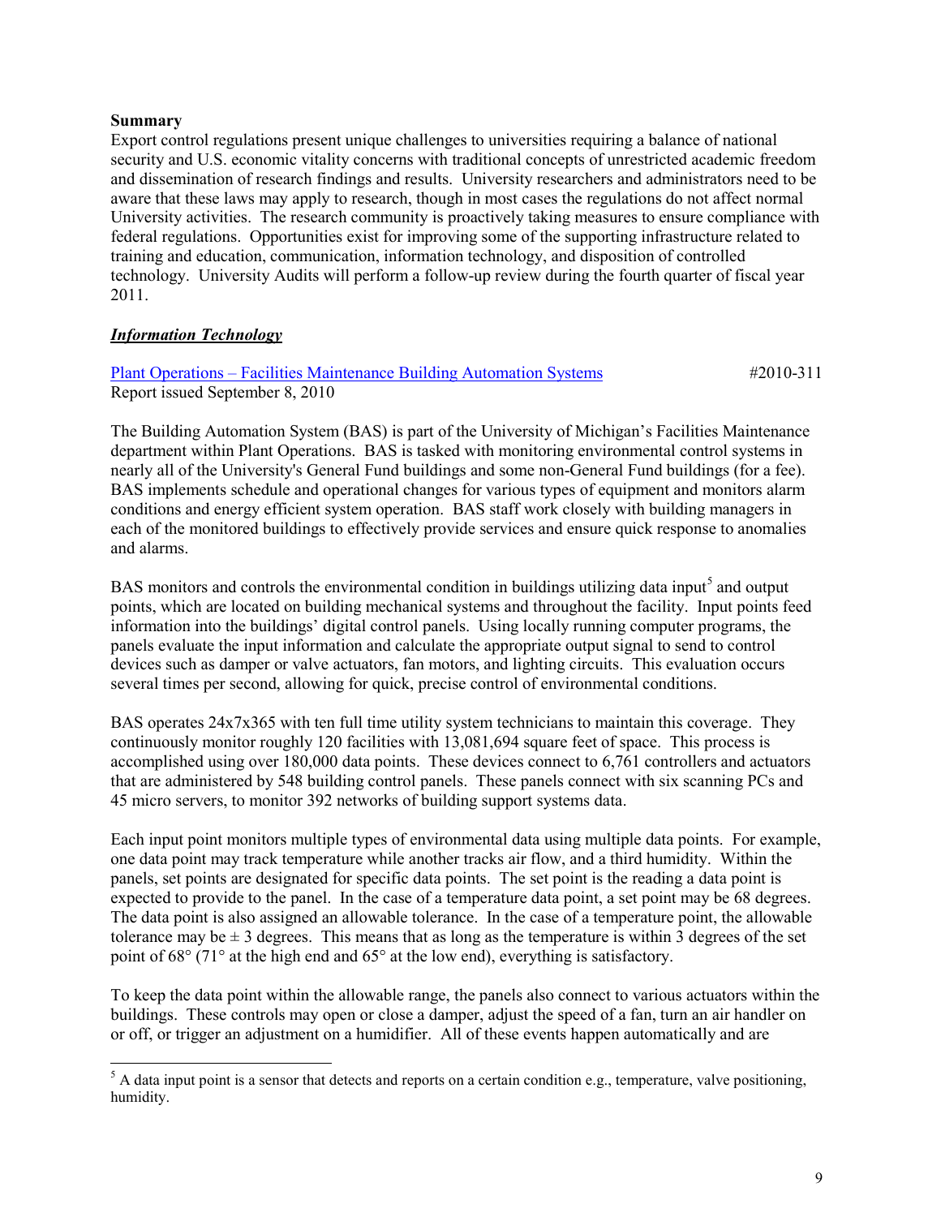**Summary**

Export control regulations present unique challenges to universities requiring a balance of national security and U.S. economic vitality concerns with traditional concepts of unrestricted academic freedom and dissemination of research findings and results. University researchers and administrators need to be aware that these laws may apply to research, though in most cases the regulations do not affect normal University activities. The research community is proactively taking measures to ensure compliance with federal regulations. Opportunities exist for improving some of the supporting infrastructure related to training and education, communication, information technology, and disposition of controlled technology. University Audits will perform a follow-up review during the fourth quarter of fiscal year 2011.

***Information Technology***

Plant Operations – Facilities Maintenance Building Automation Systems #2010-311
Report issued September 8, 2010

The Building Automation System (BAS) is part of the University of Michigan's Facilities Maintenance department within Plant Operations. BAS is tasked with monitoring environmental control systems in nearly all of the University's General Fund buildings and some non-General Fund buildings (for a fee). BAS implements schedule and operational changes for various types of equipment and monitors alarm conditions and energy efficient system operation. BAS staff work closely with building managers in each of the monitored buildings to effectively provide services and ensure quick response to anomalies and alarms.

BAS monitors and controls the environmental condition in buildings utilizing data input[5] and output points, which are located on building mechanical systems and throughout the facility. Input points feed information into the buildings' digital control panels. Using locally running computer programs, the panels evaluate the input information and calculate the appropriate output signal to send to control devices such as damper or valve actuators, fan motors, and lighting circuits. This evaluation occurs several times per second, allowing for quick, precise control of environmental conditions.

BAS operates 24x7x365 with ten full time utility system technicians to maintain this coverage. They continuously monitor roughly 120 facilities with 13,081,694 square feet of space. This process is accomplished using over 180,000 data points. These devices connect to 6,761 controllers and actuators that are administered by 548 building control panels. These panels connect with six scanning PCs and 45 micro servers, to monitor 392 networks of building support systems data.

Each input point monitors multiple types of environmental data using multiple data points. For example, one data point may track temperature while another tracks air flow, and a third humidity. Within the panels, set points are designated for specific data points. The set point is the reading a data point is expected to provide to the panel. In the case of a temperature data point, a set point may be 68 degrees. The data point is also assigned an allowable tolerance. In the case of a temperature point, the allowable tolerance may be ± 3 degrees. This means that as long as the temperature is within 3 degrees of the set point of 68° (71° at the high end and 65° at the low end), everything is satisfactory.

To keep the data point within the allowable range, the panels also connect to various actuators within the buildings. These controls may open or close a damper, adjust the speed of a fan, turn an air handler on or off, or trigger an adjustment on a humidifier. All of these events happen automatically and are

[5] A data input point is a sensor that detects and reports on a certain condition e.g., temperature, valve positioning, humidity.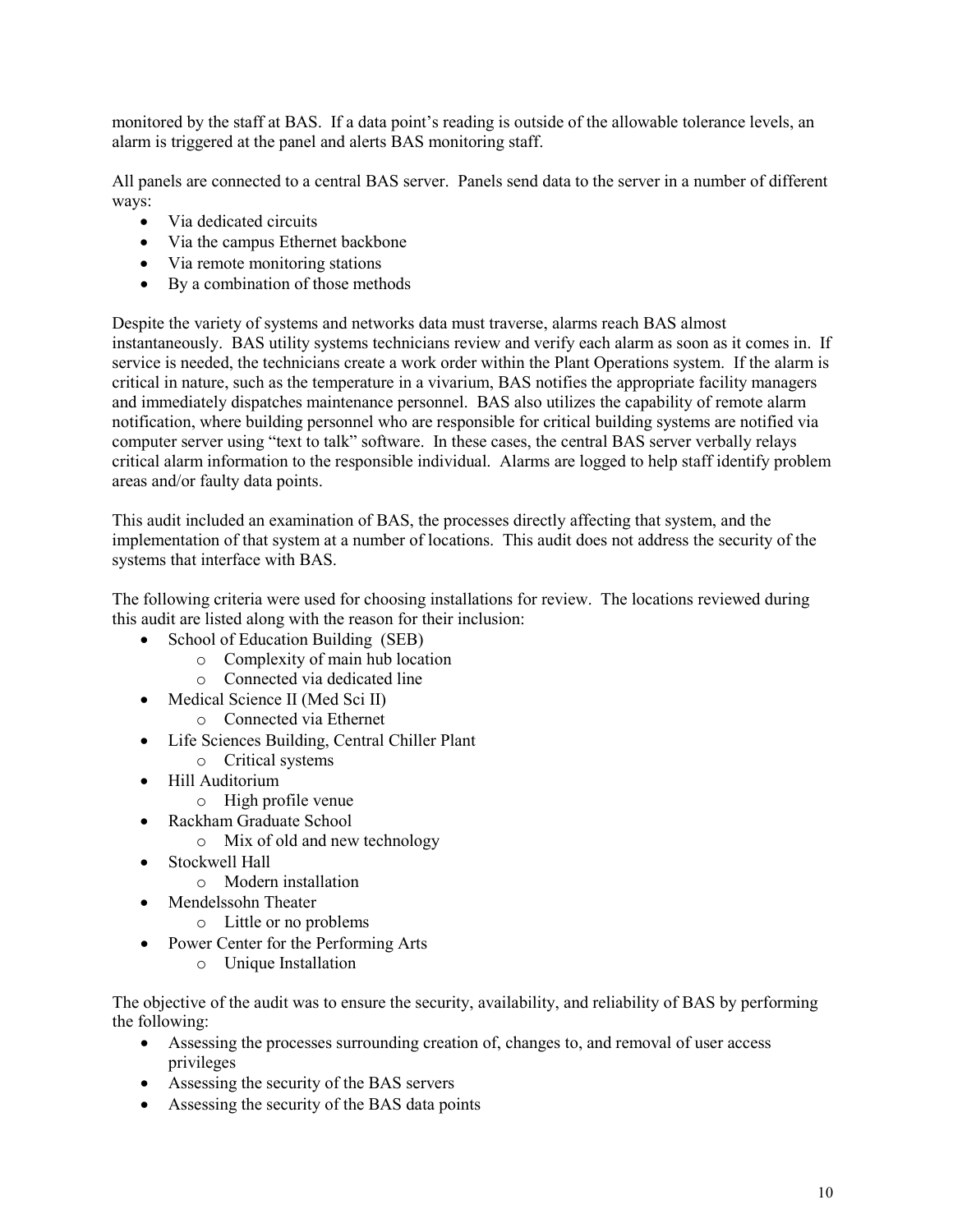monitored by the staff at BAS. If a data point's reading is outside of the allowable tolerance levels, an alarm is triggered at the panel and alerts BAS monitoring staff.

All panels are connected to a central BAS server. Panels send data to the server in a number of different ways:

- Via dedicated circuits
- Via the campus Ethernet backbone
- Via remote monitoring stations
- By a combination of those methods

Despite the variety of systems and networks data must traverse, alarms reach BAS almost instantaneously. BAS utility systems technicians review and verify each alarm as soon as it comes in. If service is needed, the technicians create a work order within the Plant Operations system. If the alarm is critical in nature, such as the temperature in a vivarium, BAS notifies the appropriate facility managers and immediately dispatches maintenance personnel. BAS also utilizes the capability of remote alarm notification, where building personnel who are responsible for critical building systems are notified via computer server using "text to talk" software. In these cases, the central BAS server verbally relays critical alarm information to the responsible individual. Alarms are logged to help staff identify problem areas and/or faulty data points.

This audit included an examination of BAS, the processes directly affecting that system, and the implementation of that system at a number of locations. This audit does not address the security of the systems that interface with BAS.

The following criteria were used for choosing installations for review. The locations reviewed during this audit are listed along with the reason for their inclusion:

- School of Education Building (SEB)
  - Complexity of main hub location
  - Connected via dedicated line
- Medical Science II (Med Sci II)
  - Connected via Ethernet
- Life Sciences Building, Central Chiller Plant
  - Critical systems
- Hill Auditorium
  - High profile venue
- Rackham Graduate School
  - Mix of old and new technology
- Stockwell Hall
  - Modern installation
- Mendelssohn Theater
  - Little or no problems
- Power Center for the Performing Arts
  - Unique Installation

The objective of the audit was to ensure the security, availability, and reliability of BAS by performing the following:

- Assessing the processes surrounding creation of, changes to, and removal of user access privileges
- Assessing the security of the BAS servers
- Assessing the security of the BAS data points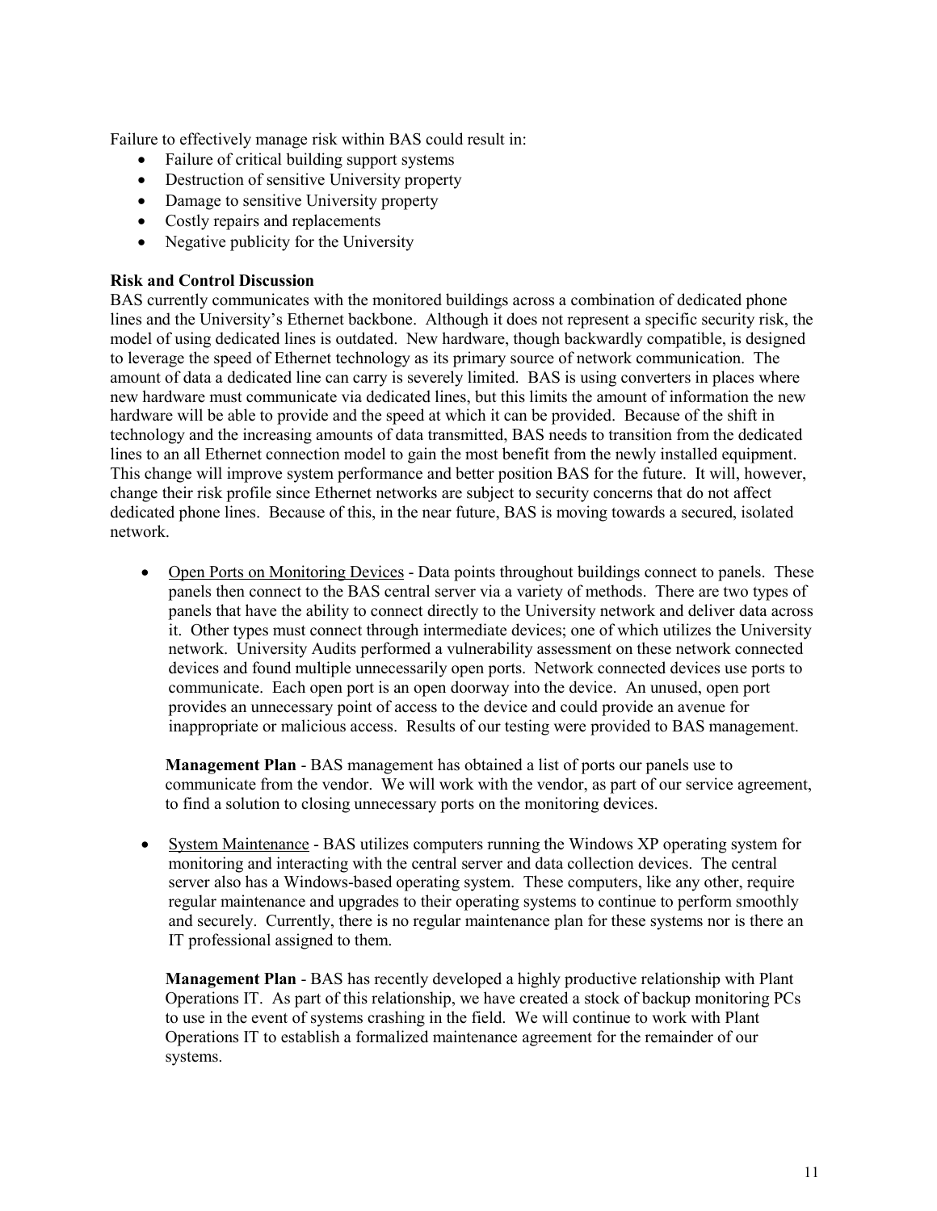Failure to effectively manage risk within BAS could result in:

- Failure of critical building support systems
- Destruction of sensitive University property
- Damage to sensitive University property
- Costly repairs and replacements
- Negative publicity for the University

**Risk and Control Discussion**

BAS currently communicates with the monitored buildings across a combination of dedicated phone lines and the University's Ethernet backbone. Although it does not represent a specific security risk, the model of using dedicated lines is outdated. New hardware, though backwardly compatible, is designed to leverage the speed of Ethernet technology as its primary source of network communication. The amount of data a dedicated line can carry is severely limited. BAS is using converters in places where new hardware must communicate via dedicated lines, but this limits the amount of information the new hardware will be able to provide and the speed at which it can be provided. Because of the shift in technology and the increasing amounts of data transmitted, BAS needs to transition from the dedicated lines to an all Ethernet connection model to gain the most benefit from the newly installed equipment. This change will improve system performance and better position BAS for the future. It will, however, change their risk profile since Ethernet networks are subject to security concerns that do not affect dedicated phone lines. Because of this, in the near future, BAS is moving towards a secured, isolated network.

- <u>Open Ports on Monitoring Devices</u> - Data points throughout buildings connect to panels. These panels then connect to the BAS central server via a variety of methods. There are two types of panels that have the ability to connect directly to the University network and deliver data across it. Other types must connect through intermediate devices; one of which utilizes the University network. University Audits performed a vulnerability assessment on these network connected devices and found multiple unnecessarily open ports. Network connected devices use ports to communicate. Each open port is an open doorway into the device. An unused, open port provides an unnecessary point of access to the device and could provide an avenue for inappropriate or malicious access. Results of our testing were provided to BAS management.

  **Management Plan** - BAS management has obtained a list of ports our panels use to communicate from the vendor. We will work with the vendor, as part of our service agreement, to find a solution to closing unnecessary ports on the monitoring devices.

- <u>System Maintenance</u> - BAS utilizes computers running the Windows XP operating system for monitoring and interacting with the central server and data collection devices. The central server also has a Windows-based operating system. These computers, like any other, require regular maintenance and upgrades to their operating systems to continue to perform smoothly and securely. Currently, there is no regular maintenance plan for these systems nor is there an IT professional assigned to them.

  **Management Plan** - BAS has recently developed a highly productive relationship with Plant Operations IT. As part of this relationship, we have created a stock of backup monitoring PCs to use in the event of systems crashing in the field. We will continue to work with Plant Operations IT to establish a formalized maintenance agreement for the remainder of our systems.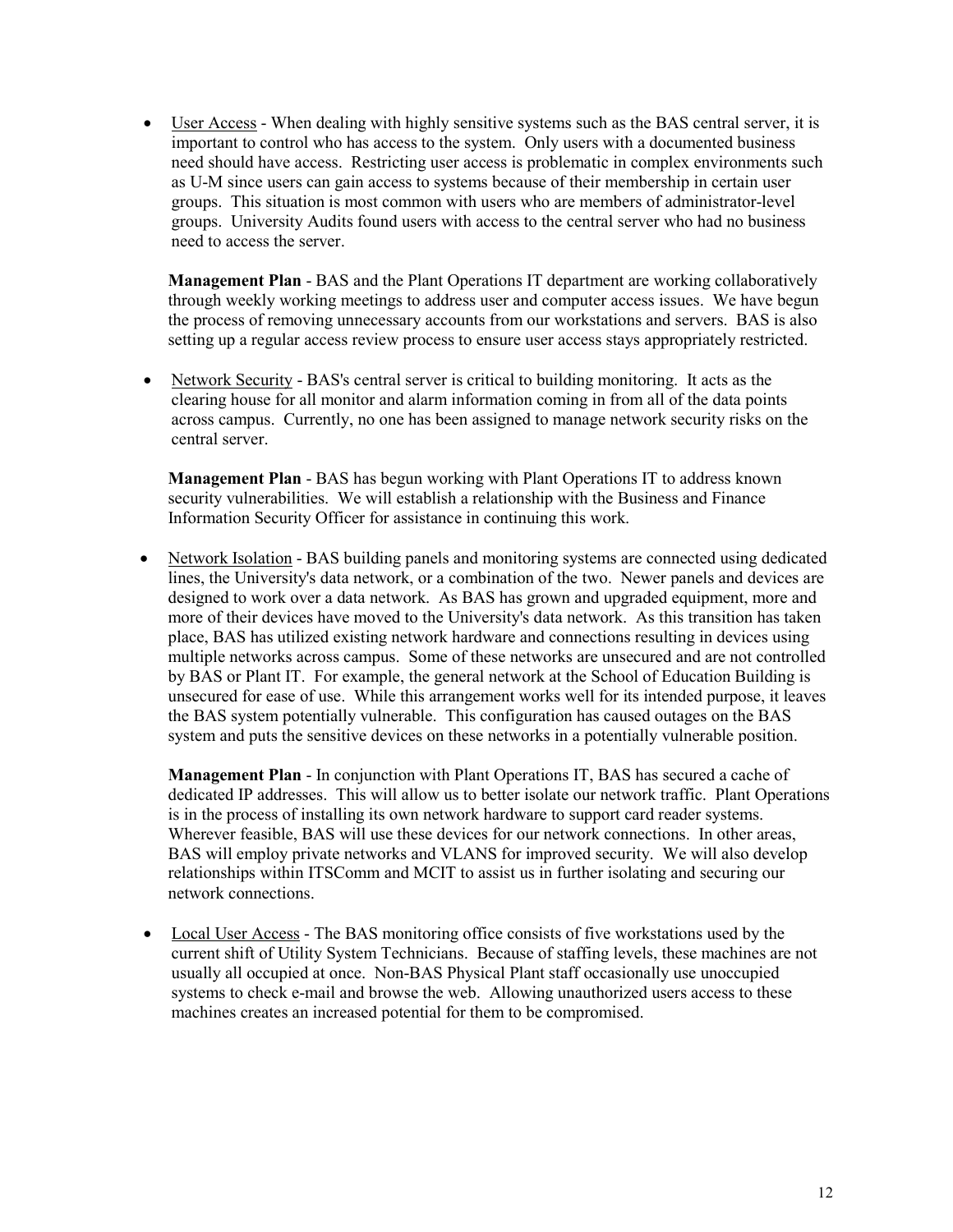- <u>User Access</u> - When dealing with highly sensitive systems such as the BAS central server, it is important to control who has access to the system. Only users with a documented business need should have access. Restricting user access is problematic in complex environments such as U-M since users can gain access to systems because of their membership in certain user groups. This situation is most common with users who are members of administrator-level groups. University Audits found users with access to the central server who had no business need to access the server.

  **Management Plan** - BAS and the Plant Operations IT department are working collaboratively through weekly working meetings to address user and computer access issues. We have begun the process of removing unnecessary accounts from our workstations and servers. BAS is also setting up a regular access review process to ensure user access stays appropriately restricted.

- <u>Network Security</u> - BAS's central server is critical to building monitoring. It acts as the clearing house for all monitor and alarm information coming in from all of the data points across campus. Currently, no one has been assigned to manage network security risks on the central server.

  **Management Plan** - BAS has begun working with Plant Operations IT to address known security vulnerabilities. We will establish a relationship with the Business and Finance Information Security Officer for assistance in continuing this work.

- <u>Network Isolation</u> - BAS building panels and monitoring systems are connected using dedicated lines, the University's data network, or a combination of the two. Newer panels and devices are designed to work over a data network. As BAS has grown and upgraded equipment, more and more of their devices have moved to the University's data network. As this transition has taken place, BAS has utilized existing network hardware and connections resulting in devices using multiple networks across campus. Some of these networks are unsecured and are not controlled by BAS or Plant IT. For example, the general network at the School of Education Building is unsecured for ease of use. While this arrangement works well for its intended purpose, it leaves the BAS system potentially vulnerable. This configuration has caused outages on the BAS system and puts the sensitive devices on these networks in a potentially vulnerable position.

  **Management Plan** - In conjunction with Plant Operations IT, BAS has secured a cache of dedicated IP addresses. This will allow us to better isolate our network traffic. Plant Operations is in the process of installing its own network hardware to support card reader systems. Wherever feasible, BAS will use these devices for our network connections. In other areas, BAS will employ private networks and VLANS for improved security. We will also develop relationships within ITSComm and MCIT to assist us in further isolating and securing our network connections.

- <u>Local User Access</u> - The BAS monitoring office consists of five workstations used by the current shift of Utility System Technicians. Because of staffing levels, these machines are not usually all occupied at once. Non-BAS Physical Plant staff occasionally use unoccupied systems to check e-mail and browse the web. Allowing unauthorized users access to these machines creates an increased potential for them to be compromised.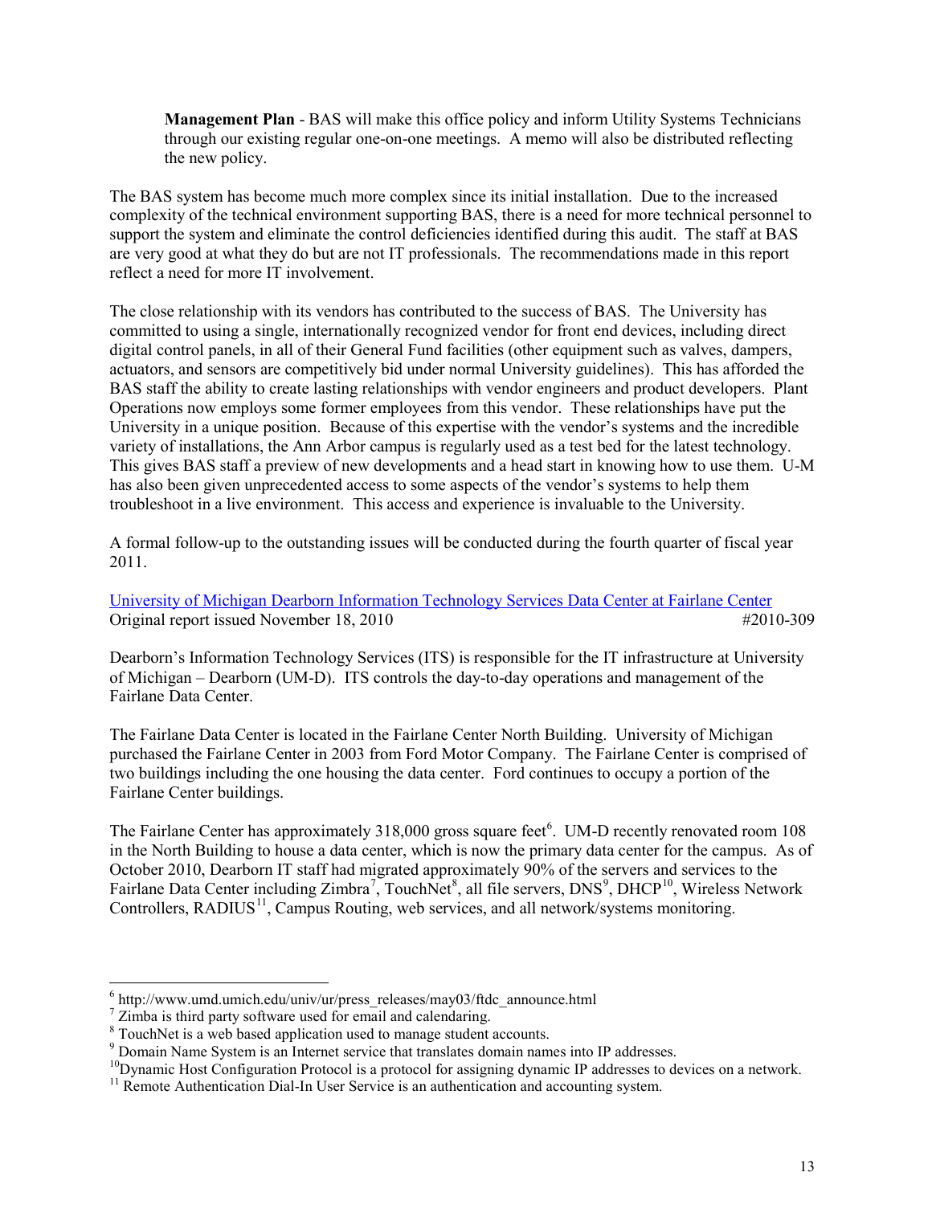**Management Plan** - BAS will make this office policy and inform Utility Systems Technicians through our existing regular one-on-one meetings. A memo will also be distributed reflecting the new policy.

The BAS system has become much more complex since its initial installation. Due to the increased complexity of the technical environment supporting BAS, there is a need for more technical personnel to support the system and eliminate the control deficiencies identified during this audit. The staff at BAS are very good at what they do but are not IT professionals. The recommendations made in this report reflect a need for more IT involvement.

The close relationship with its vendors has contributed to the success of BAS. The University has committed to using a single, internationally recognized vendor for front end devices, including direct digital control panels, in all of their General Fund facilities (other equipment such as valves, dampers, actuators, and sensors are competitively bid under normal University guidelines). This has afforded the BAS staff the ability to create lasting relationships with vendor engineers and product developers. Plant Operations now employs some former employees from this vendor. These relationships have put the University in a unique position. Because of this expertise with the vendor's systems and the incredible variety of installations, the Ann Arbor campus is regularly used as a test bed for the latest technology. This gives BAS staff a preview of new developments and a head start in knowing how to use them. U-M has also been given unprecedented access to some aspects of the vendor's systems to help them troubleshoot in a live environment. This access and experience is invaluable to the University.

A formal follow-up to the outstanding issues will be conducted during the fourth quarter of fiscal year 2011.

University of Michigan Dearborn Information Technology Services Data Center at Fairlane Center
Original report issued November 18, 2010 #2010-309

Dearborn's Information Technology Services (ITS) is responsible for the IT infrastructure at University of Michigan – Dearborn (UM-D). ITS controls the day-to-day operations and management of the Fairlane Data Center.

The Fairlane Data Center is located in the Fairlane Center North Building. University of Michigan purchased the Fairlane Center in 2003 from Ford Motor Company. The Fairlane Center is comprised of two buildings including the one housing the data center. Ford continues to occupy a portion of the Fairlane Center buildings.

The Fairlane Center has approximately 318,000 gross square feet[6]. UM-D recently renovated room 108 in the North Building to house a data center, which is now the primary data center for the campus. As of October 2010, Dearborn IT staff had migrated approximately 90% of the servers and services to the Fairlane Data Center including Zimbra[7], TouchNet[8], all file servers, DNS[9], DHCP[10], Wireless Network Controllers, RADIUS[11], Campus Routing, web services, and all network/systems monitoring.

---

[6] http://www.umd.umich.edu/univ/ur/press_releases/may03/ftdc_announce.html
[7] Zimba is third party software used for email and calendaring.
[8] TouchNet is a web based application used to manage student accounts.
[9] Domain Name System is an Internet service that translates domain names into IP addresses.
[10] Dynamic Host Configuration Protocol is a protocol for assigning dynamic IP addresses to devices on a network.
[11] Remote Authentication Dial-In User Service is an authentication and accounting system.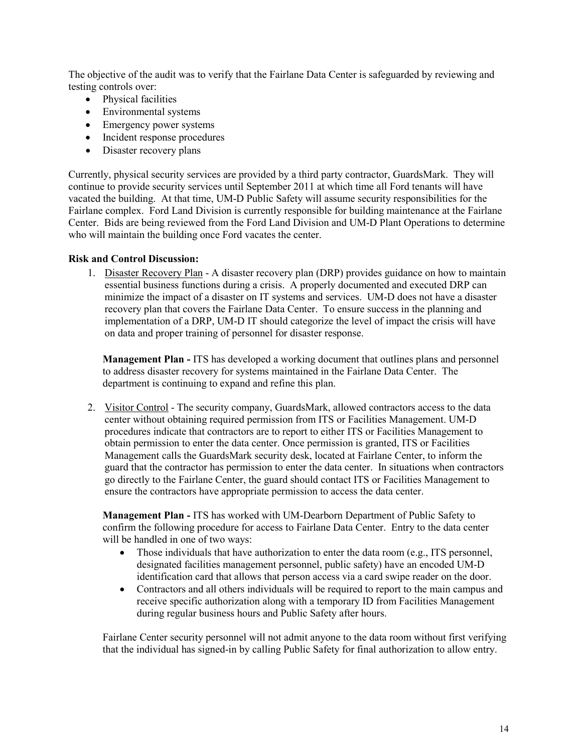The objective of the audit was to verify that the Fairlane Data Center is safeguarded by reviewing and testing controls over:

- Physical facilities
- Environmental systems
- Emergency power systems
- Incident response procedures
- Disaster recovery plans

Currently, physical security services are provided by a third party contractor, GuardsMark. They will continue to provide security services until September 2011 at which time all Ford tenants will have vacated the building. At that time, UM-D Public Safety will assume security responsibilities for the Fairlane complex. Ford Land Division is currently responsible for building maintenance at the Fairlane Center. Bids are being reviewed from the Ford Land Division and UM-D Plant Operations to determine who will maintain the building once Ford vacates the center.

**Risk and Control Discussion:**

1. Disaster Recovery Plan - A disaster recovery plan (DRP) provides guidance on how to maintain essential business functions during a crisis. A properly documented and executed DRP can minimize the impact of a disaster on IT systems and services. UM-D does not have a disaster recovery plan that covers the Fairlane Data Center. To ensure success in the planning and implementation of a DRP, UM-D IT should categorize the level of impact the crisis will have on data and proper training of personnel for disaster response.

   **Management Plan -** ITS has developed a working document that outlines plans and personnel to address disaster recovery for systems maintained in the Fairlane Data Center. The department is continuing to expand and refine this plan.

2. Visitor Control - The security company, GuardsMark, allowed contractors access to the data center without obtaining required permission from ITS or Facilities Management. UM-D procedures indicate that contractors are to report to either ITS or Facilities Management to obtain permission to enter the data center. Once permission is granted, ITS or Facilities Management calls the GuardsMark security desk, located at Fairlane Center, to inform the guard that the contractor has permission to enter the data center. In situations when contractors go directly to the Fairlane Center, the guard should contact ITS or Facilities Management to ensure the contractors have appropriate permission to access the data center.

   **Management Plan -** ITS has worked with UM-Dearborn Department of Public Safety to confirm the following procedure for access to Fairlane Data Center. Entry to the data center will be handled in one of two ways:

   - Those individuals that have authorization to enter the data room (e.g., ITS personnel, designated facilities management personnel, public safety) have an encoded UM-D identification card that allows that person access via a card swipe reader on the door.
   - Contractors and all others individuals will be required to report to the main campus and receive specific authorization along with a temporary ID from Facilities Management during regular business hours and Public Safety after hours.

   Fairlane Center security personnel will not admit anyone to the data room without first verifying that the individual has signed-in by calling Public Safety for final authorization to allow entry.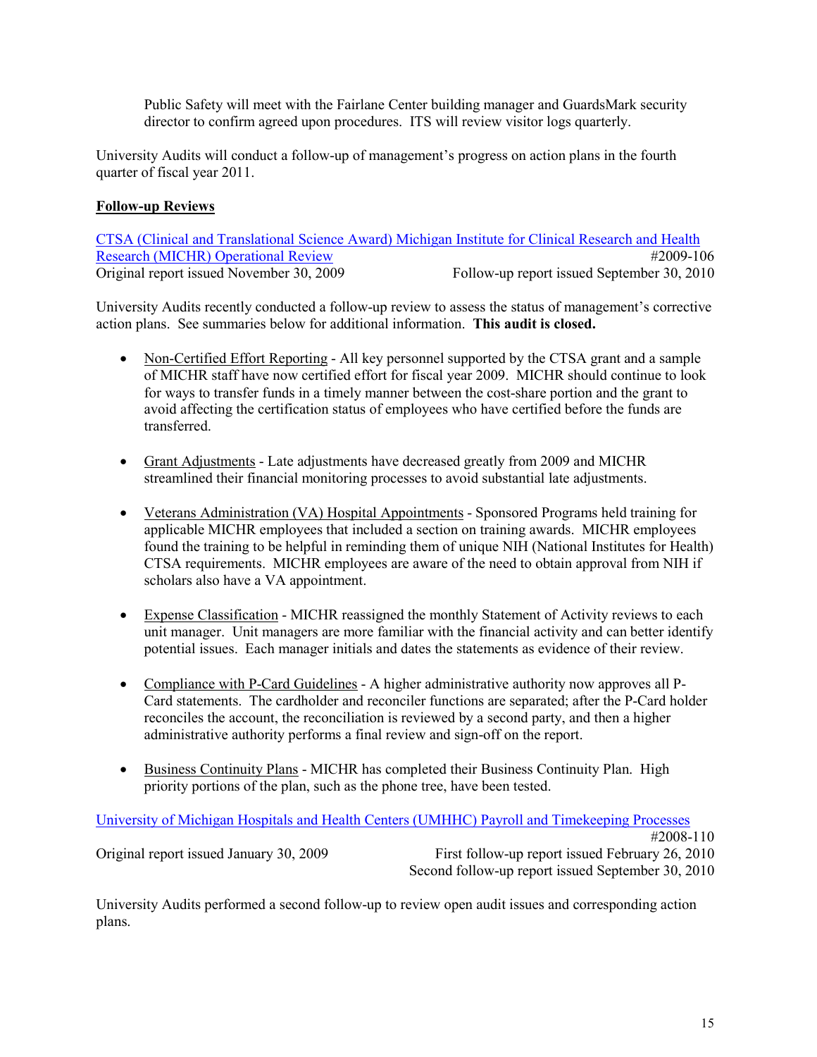Public Safety will meet with the Fairlane Center building manager and GuardsMark security director to confirm agreed upon procedures. ITS will review visitor logs quarterly.

University Audits will conduct a follow-up of management's progress on action plans in the fourth quarter of fiscal year 2011.

**Follow-up Reviews**

CTSA (Clinical and Translational Science Award) Michigan Institute for Clinical Research and Health Research (MICHR) Operational Review #2009-106
Original report issued November 30, 2009 Follow-up report issued September 30, 2010

University Audits recently conducted a follow-up review to assess the status of management's corrective action plans. See summaries below for additional information. **This audit is closed.**

- Non-Certified Effort Reporting - All key personnel supported by the CTSA grant and a sample of MICHR staff have now certified effort for fiscal year 2009. MICHR should continue to look for ways to transfer funds in a timely manner between the cost-share portion and the grant to avoid affecting the certification status of employees who have certified before the funds are transferred.

- Grant Adjustments - Late adjustments have decreased greatly from 2009 and MICHR streamlined their financial monitoring processes to avoid substantial late adjustments.

- Veterans Administration (VA) Hospital Appointments - Sponsored Programs held training for applicable MICHR employees that included a section on training awards. MICHR employees found the training to be helpful in reminding them of unique NIH (National Institutes for Health) CTSA requirements. MICHR employees are aware of the need to obtain approval from NIH if scholars also have a VA appointment.

- Expense Classification - MICHR reassigned the monthly Statement of Activity reviews to each unit manager. Unit managers are more familiar with the financial activity and can better identify potential issues. Each manager initials and dates the statements as evidence of their review.

- Compliance with P-Card Guidelines - A higher administrative authority now approves all P-Card statements. The cardholder and reconciler functions are separated; after the P-Card holder reconciles the account, the reconciliation is reviewed by a second party, and then a higher administrative authority performs a final review and sign-off on the report.

- Business Continuity Plans - MICHR has completed their Business Continuity Plan. High priority portions of the plan, such as the phone tree, have been tested.

University of Michigan Hospitals and Health Centers (UMHHC) Payroll and Timekeeping Processes #2008-110
Original report issued January 30, 2009 First follow-up report issued February 26, 2010
Second follow-up report issued September 30, 2010

University Audits performed a second follow-up to review open audit issues and corresponding action plans.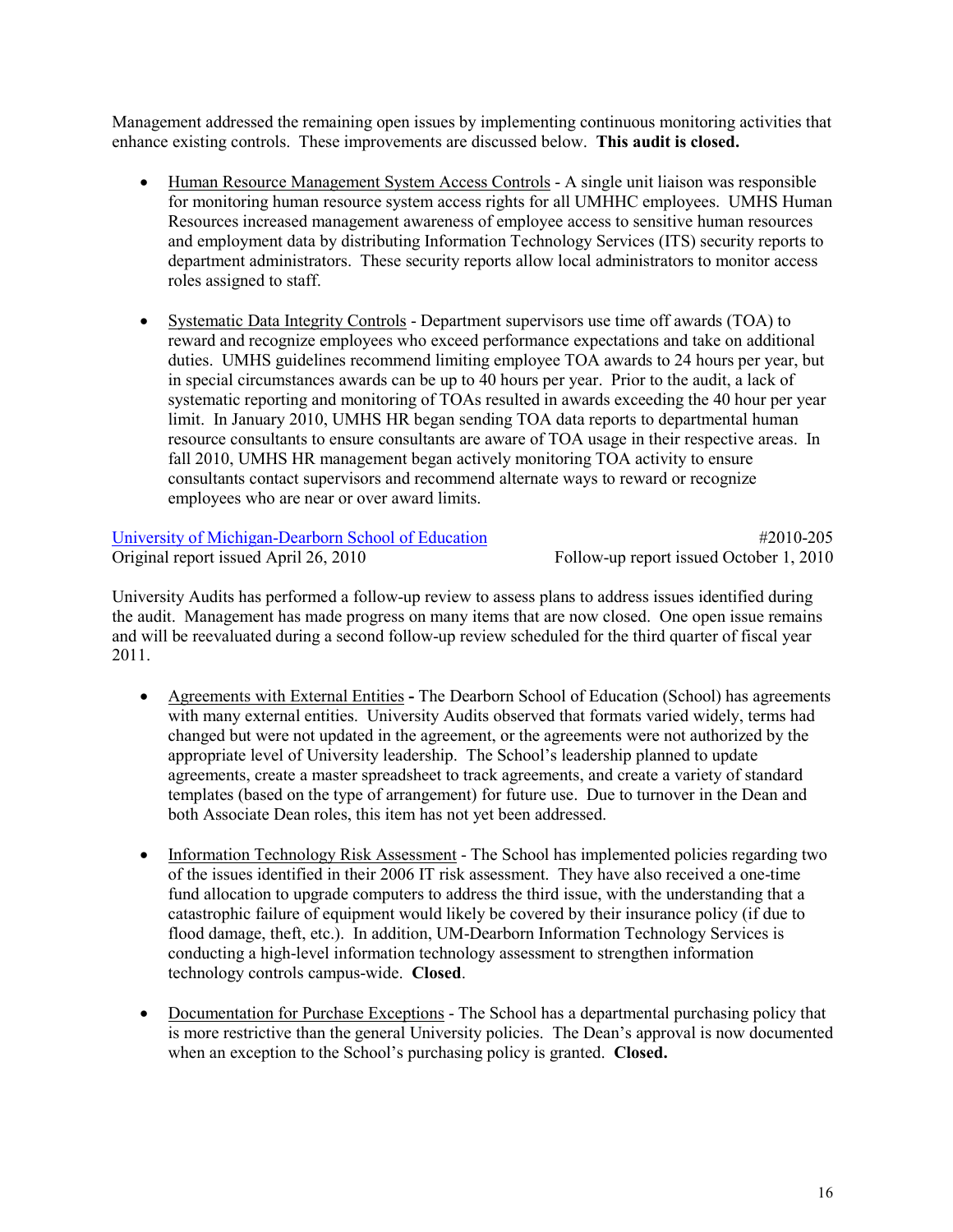Management addressed the remaining open issues by implementing continuous monitoring activities that enhance existing controls. These improvements are discussed below. **This audit is closed.**

- Human Resource Management System Access Controls - A single unit liaison was responsible for monitoring human resource system access rights for all UMHHC employees. UMHS Human Resources increased management awareness of employee access to sensitive human resources and employment data by distributing Information Technology Services (ITS) security reports to department administrators. These security reports allow local administrators to monitor access roles assigned to staff.

- Systematic Data Integrity Controls - Department supervisors use time off awards (TOA) to reward and recognize employees who exceed performance expectations and take on additional duties. UMHS guidelines recommend limiting employee TOA awards to 24 hours per year, but in special circumstances awards can be up to 40 hours per year. Prior to the audit, a lack of systematic reporting and monitoring of TOAs resulted in awards exceeding the 40 hour per year limit. In January 2010, UMHS HR began sending TOA data reports to departmental human resource consultants to ensure consultants are aware of TOA usage in their respective areas. In fall 2010, UMHS HR management began actively monitoring TOA activity to ensure consultants contact supervisors and recommend alternate ways to reward or recognize employees who are near or over award limits.

University of Michigan-Dearborn School of Education #2010-205
Original report issued April 26, 2010 Follow-up report issued October 1, 2010

University Audits has performed a follow-up review to assess plans to address issues identified during the audit. Management has made progress on many items that are now closed. One open issue remains and will be reevaluated during a second follow-up review scheduled for the third quarter of fiscal year 2011.

- Agreements with External Entities **-** The Dearborn School of Education (School) has agreements with many external entities. University Audits observed that formats varied widely, terms had changed but were not updated in the agreement, or the agreements were not authorized by the appropriate level of University leadership. The School's leadership planned to update agreements, create a master spreadsheet to track agreements, and create a variety of standard templates (based on the type of arrangement) for future use. Due to turnover in the Dean and both Associate Dean roles, this item has not yet been addressed.

- Information Technology Risk Assessment - The School has implemented policies regarding two of the issues identified in their 2006 IT risk assessment. They have also received a one-time fund allocation to upgrade computers to address the third issue, with the understanding that a catastrophic failure of equipment would likely be covered by their insurance policy (if due to flood damage, theft, etc.). In addition, UM-Dearborn Information Technology Services is conducting a high-level information technology assessment to strengthen information technology controls campus-wide. **Closed**.

- Documentation for Purchase Exceptions - The School has a departmental purchasing policy that is more restrictive than the general University policies. The Dean's approval is now documented when an exception to the School's purchasing policy is granted. **Closed.**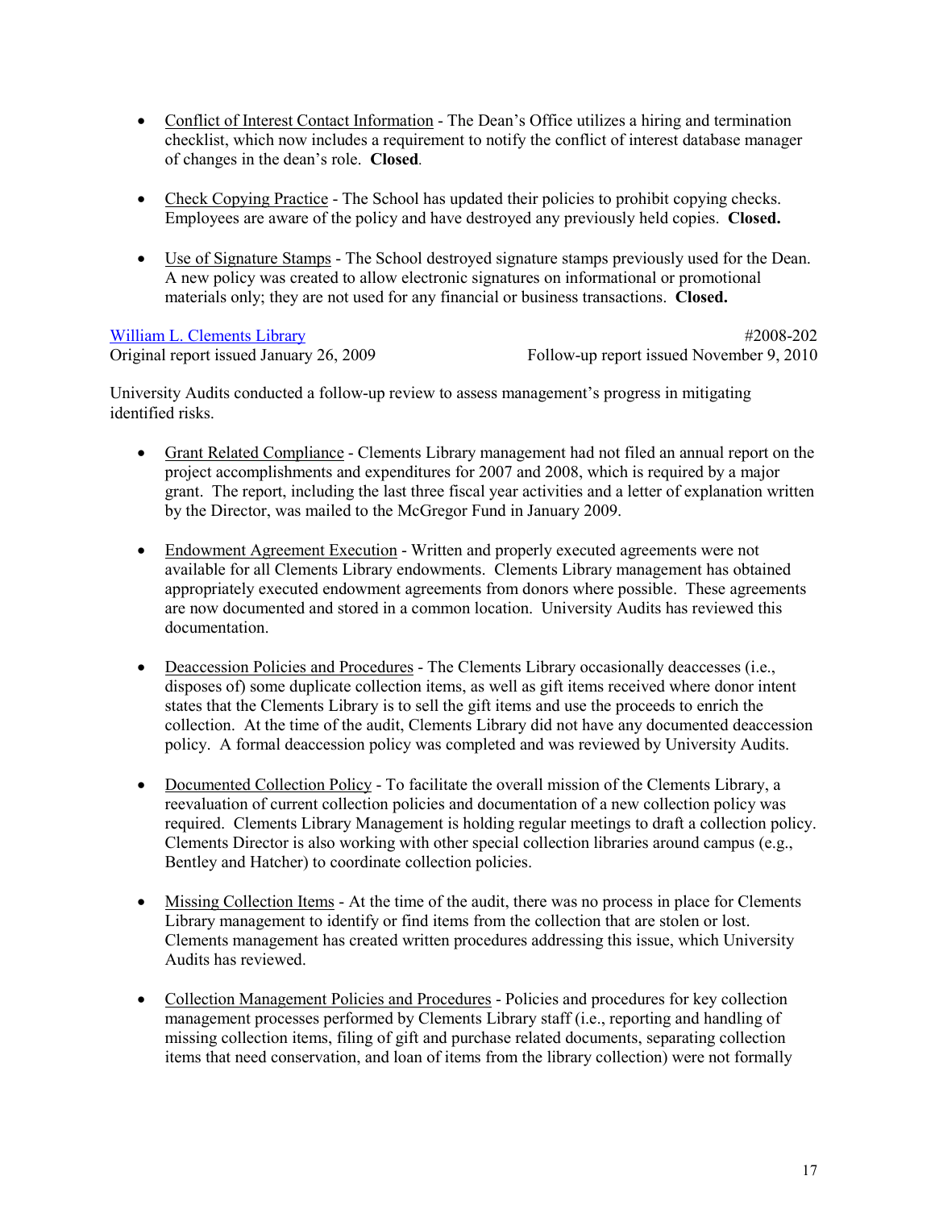- Conflict of Interest Contact Information - The Dean's Office utilizes a hiring and termination checklist, which now includes a requirement to notify the conflict of interest database manager of changes in the dean's role. **Closed**.

- Check Copying Practice - The School has updated their policies to prohibit copying checks. Employees are aware of the policy and have destroyed any previously held copies. **Closed.**

- Use of Signature Stamps - The School destroyed signature stamps previously used for the Dean. A new policy was created to allow electronic signatures on informational or promotional materials only; they are not used for any financial or business transactions. **Closed.**

William L. Clements Library #2008-202
Original report issued January 26, 2009 Follow-up report issued November 9, 2010

University Audits conducted a follow-up review to assess management's progress in mitigating identified risks.

- Grant Related Compliance - Clements Library management had not filed an annual report on the project accomplishments and expenditures for 2007 and 2008, which is required by a major grant. The report, including the last three fiscal year activities and a letter of explanation written by the Director, was mailed to the McGregor Fund in January 2009.

- Endowment Agreement Execution - Written and properly executed agreements were not available for all Clements Library endowments. Clements Library management has obtained appropriately executed endowment agreements from donors where possible. These agreements are now documented and stored in a common location. University Audits has reviewed this documentation.

- Deaccession Policies and Procedures - The Clements Library occasionally deaccesses (i.e., disposes of) some duplicate collection items, as well as gift items received where donor intent states that the Clements Library is to sell the gift items and use the proceeds to enrich the collection. At the time of the audit, Clements Library did not have any documented deaccession policy. A formal deaccession policy was completed and was reviewed by University Audits.

- Documented Collection Policy - To facilitate the overall mission of the Clements Library, a reevaluation of current collection policies and documentation of a new collection policy was required. Clements Library Management is holding regular meetings to draft a collection policy. Clements Director is also working with other special collection libraries around campus (e.g., Bentley and Hatcher) to coordinate collection policies.

- Missing Collection Items - At the time of the audit, there was no process in place for Clements Library management to identify or find items from the collection that are stolen or lost. Clements management has created written procedures addressing this issue, which University Audits has reviewed.

- Collection Management Policies and Procedures - Policies and procedures for key collection management processes performed by Clements Library staff (i.e., reporting and handling of missing collection items, filing of gift and purchase related documents, separating collection items that need conservation, and loan of items from the library collection) were not formally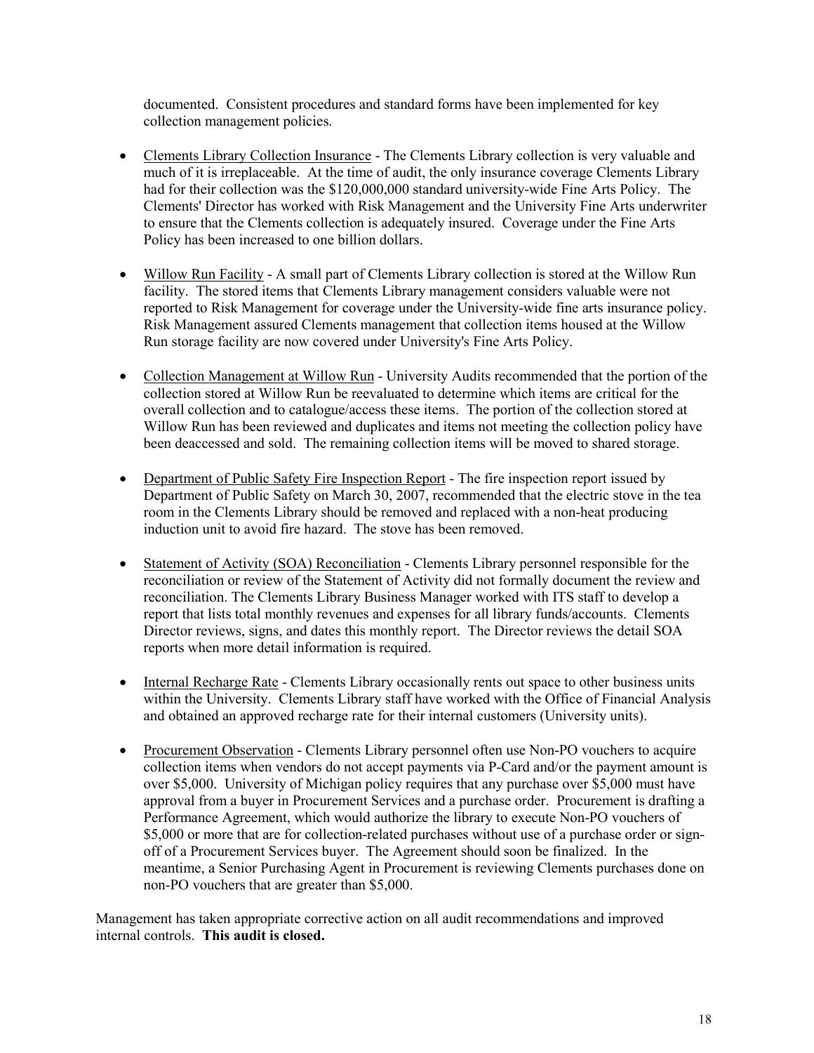documented. Consistent procedures and standard forms have been implemented for key collection management policies.

- Clements Library Collection Insurance - The Clements Library collection is very valuable and much of it is irreplaceable. At the time of audit, the only insurance coverage Clements Library had for their collection was the $120,000,000 standard university-wide Fine Arts Policy. The Clements' Director has worked with Risk Management and the University Fine Arts underwriter to ensure that the Clements collection is adequately insured. Coverage under the Fine Arts Policy has been increased to one billion dollars.

- Willow Run Facility - A small part of Clements Library collection is stored at the Willow Run facility. The stored items that Clements Library management considers valuable were not reported to Risk Management for coverage under the University-wide fine arts insurance policy. Risk Management assured Clements management that collection items housed at the Willow Run storage facility are now covered under University's Fine Arts Policy.

- Collection Management at Willow Run - University Audits recommended that the portion of the collection stored at Willow Run be reevaluated to determine which items are critical for the overall collection and to catalogue/access these items. The portion of the collection stored at Willow Run has been reviewed and duplicates and items not meeting the collection policy have been deaccessed and sold. The remaining collection items will be moved to shared storage.

- Department of Public Safety Fire Inspection Report - The fire inspection report issued by Department of Public Safety on March 30, 2007, recommended that the electric stove in the tea room in the Clements Library should be removed and replaced with a non-heat producing induction unit to avoid fire hazard. The stove has been removed.

- Statement of Activity (SOA) Reconciliation - Clements Library personnel responsible for the reconciliation or review of the Statement of Activity did not formally document the review and reconciliation. The Clements Library Business Manager worked with ITS staff to develop a report that lists total monthly revenues and expenses for all library funds/accounts. Clements Director reviews, signs, and dates this monthly report. The Director reviews the detail SOA reports when more detail information is required.

- Internal Recharge Rate - Clements Library occasionally rents out space to other business units within the University. Clements Library staff have worked with the Office of Financial Analysis and obtained an approved recharge rate for their internal customers (University units).

- Procurement Observation - Clements Library personnel often use Non-PO vouchers to acquire collection items when vendors do not accept payments via P-Card and/or the payment amount is over $5,000. University of Michigan policy requires that any purchase over $5,000 must have approval from a buyer in Procurement Services and a purchase order. Procurement is drafting a Performance Agreement, which would authorize the library to execute Non-PO vouchers of $5,000 or more that are for collection-related purchases without use of a purchase order or sign-off of a Procurement Services buyer. The Agreement should soon be finalized. In the meantime, a Senior Purchasing Agent in Procurement is reviewing Clements purchases done on non-PO vouchers that are greater than $5,000.

Management has taken appropriate corrective action on all audit recommendations and improved internal controls. **This audit is closed.**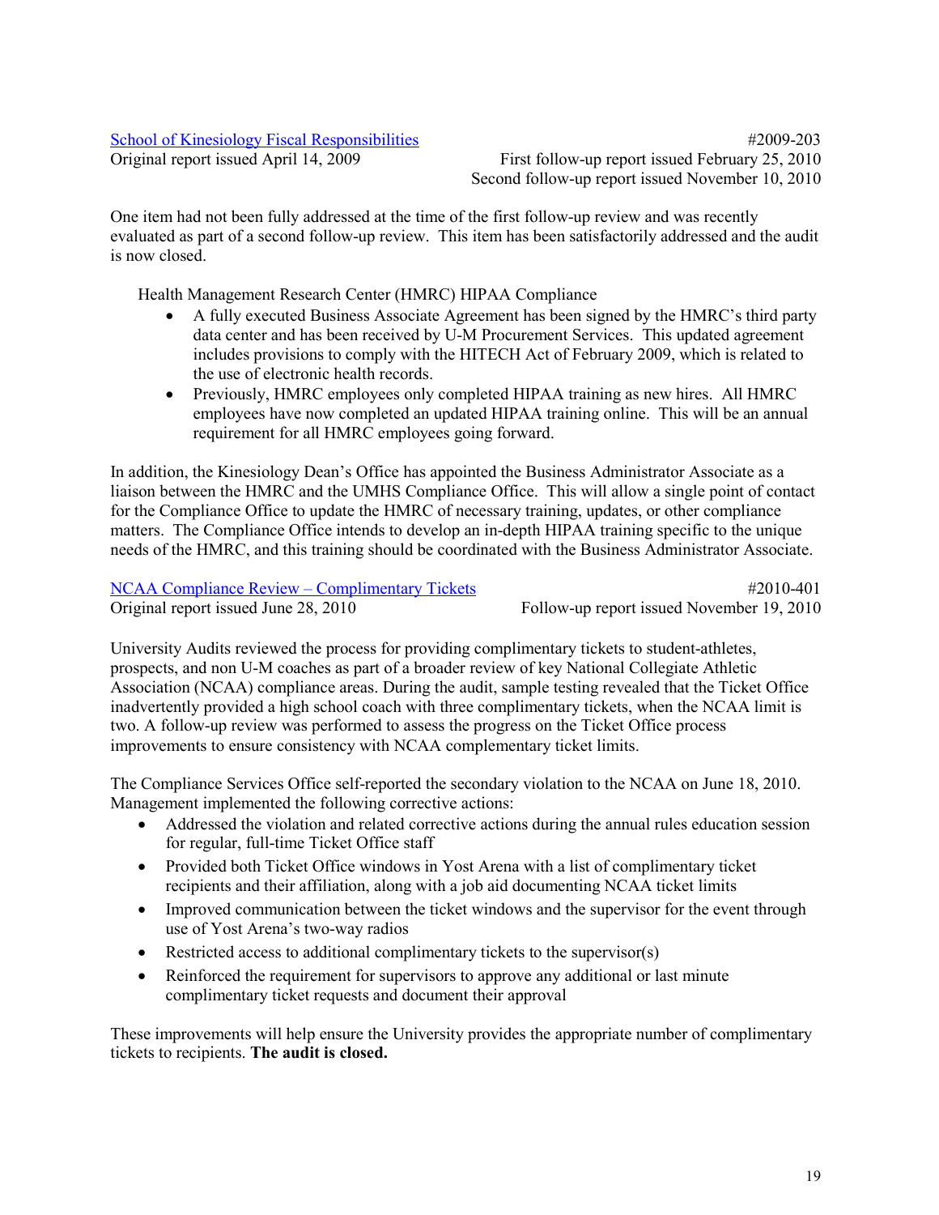School of Kinesiology Fiscal Responsibilities #2009-203

Original report issued April 14, 2009

First follow-up report issued February 25, 2010

Second follow-up report issued November 10, 2010

One item had not been fully addressed at the time of the first follow-up review and was recently evaluated as part of a second follow-up review. This item has been satisfactorily addressed and the audit is now closed.

Health Management Research Center (HMRC) HIPAA Compliance

- A fully executed Business Associate Agreement has been signed by the HMRC's third party data center and has been received by U-M Procurement Services. This updated agreement includes provisions to comply with the HITECH Act of February 2009, which is related to the use of electronic health records.
- Previously, HMRC employees only completed HIPAA training as new hires. All HMRC employees have now completed an updated HIPAA training online. This will be an annual requirement for all HMRC employees going forward.

In addition, the Kinesiology Dean's Office has appointed the Business Administrator Associate as a liaison between the HMRC and the UMHS Compliance Office. This will allow a single point of contact for the Compliance Office to update the HMRC of necessary training, updates, or other compliance matters. The Compliance Office intends to develop an in-depth HIPAA training specific to the unique needs of the HMRC, and this training should be coordinated with the Business Administrator Associate.

NCAA Compliance Review – Complimentary Tickets #2010-401

Original report issued June 28, 2010

Follow-up report issued November 19, 2010

University Audits reviewed the process for providing complimentary tickets to student-athletes, prospects, and non U-M coaches as part of a broader review of key National Collegiate Athletic Association (NCAA) compliance areas. During the audit, sample testing revealed that the Ticket Office inadvertently provided a high school coach with three complimentary tickets, when the NCAA limit is two. A follow-up review was performed to assess the progress on the Ticket Office process improvements to ensure consistency with NCAA complementary ticket limits.

The Compliance Services Office self-reported the secondary violation to the NCAA on June 18, 2010. Management implemented the following corrective actions:

- Addressed the violation and related corrective actions during the annual rules education session for regular, full-time Ticket Office staff
- Provided both Ticket Office windows in Yost Arena with a list of complimentary ticket recipients and their affiliation, along with a job aid documenting NCAA ticket limits
- Improved communication between the ticket windows and the supervisor for the event through use of Yost Arena's two-way radios
- Restricted access to additional complimentary tickets to the supervisor(s)
- Reinforced the requirement for supervisors to approve any additional or last minute complimentary ticket requests and document their approval

These improvements will help ensure the University provides the appropriate number of complimentary tickets to recipients. **The audit is closed.**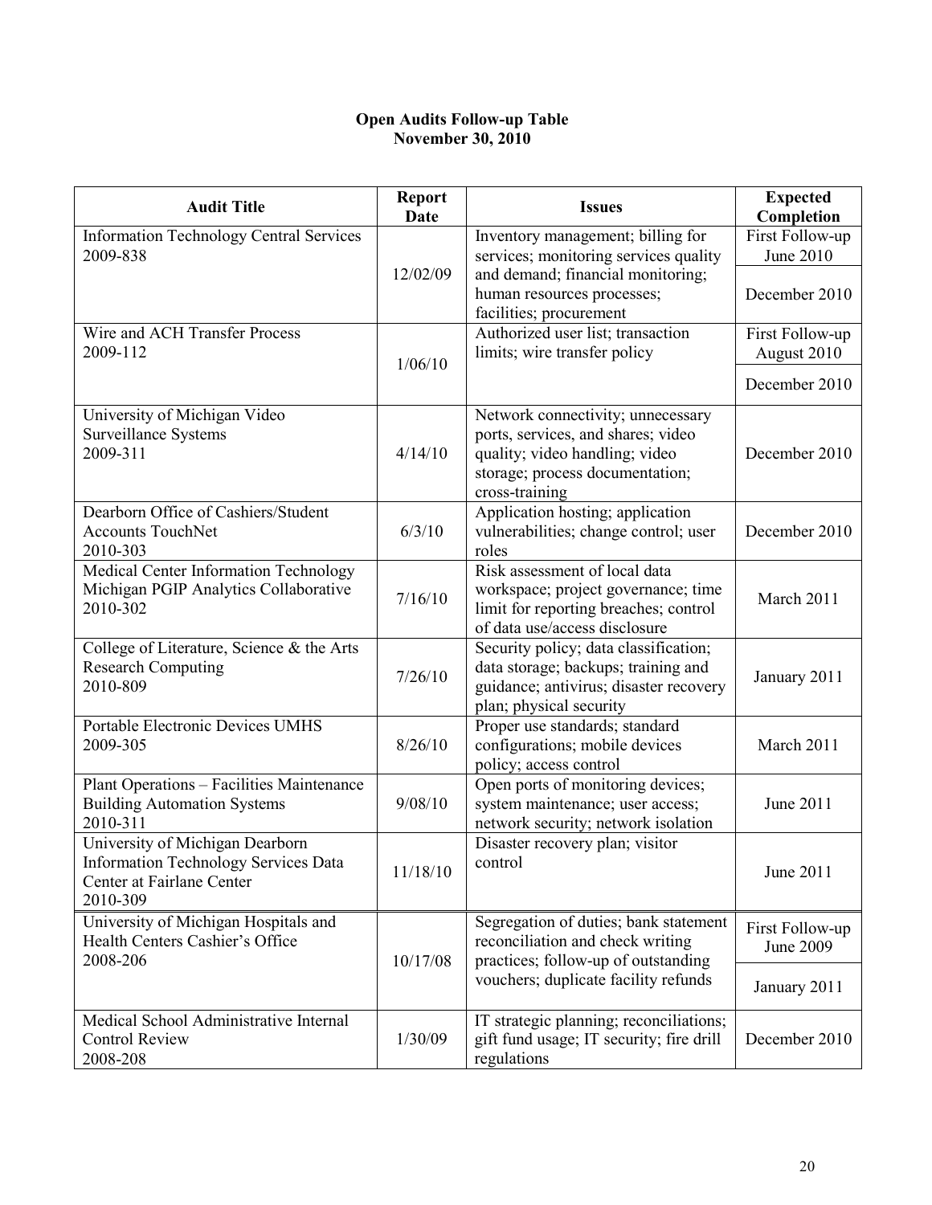**Open Audits Follow-up Table**
**November 30, 2010**

| Audit Title | Report Date | Issues | Expected Completion |
|---|---|---|---|
| Information Technology Central Services 2009-838 | 12/02/09 | Inventory management; billing for services; monitoring services quality and demand; financial monitoring; human resources processes; facilities; procurement | First Follow-up June 2010<br>December 2010 |
| Wire and ACH Transfer Process 2009-112 | 1/06/10 | Authorized user list; transaction limits; wire transfer policy | First Follow-up August 2010<br>December 2010 |
| University of Michigan Video Surveillance Systems 2009-311 | 4/14/10 | Network connectivity; unnecessary ports, services, and shares; video quality; video handling; video storage; process documentation; cross-training | December 2010 |
| Dearborn Office of Cashiers/Student Accounts TouchNet 2010-303 | 6/3/10 | Application hosting; application vulnerabilities; change control; user roles | December 2010 |
| Medical Center Information Technology Michigan PGIP Analytics Collaborative 2010-302 | 7/16/10 | Risk assessment of local data workspace; project governance; time limit for reporting breaches; control of data use/access disclosure | March 2011 |
| College of Literature, Science & the Arts Research Computing 2010-809 | 7/26/10 | Security policy; data classification; data storage; backups; training and guidance; antivirus; disaster recovery plan; physical security | January 2011 |
| Portable Electronic Devices UMHS 2009-305 | 8/26/10 | Proper use standards; standard configurations; mobile devices policy; access control | March 2011 |
| Plant Operations – Facilities Maintenance Building Automation Systems 2010-311 | 9/08/10 | Open ports of monitoring devices; system maintenance; user access; network security; network isolation | June 2011 |
| University of Michigan Dearborn Information Technology Services Data Center at Fairlane Center 2010-309 | 11/18/10 | Disaster recovery plan; visitor control | June 2011 |
| University of Michigan Hospitals and Health Centers Cashier's Office 2008-206 | 10/17/08 | Segregation of duties; bank statement reconciliation and check writing practices; follow-up of outstanding vouchers; duplicate facility refunds | First Follow-up June 2009<br>January 2011 |
| Medical School Administrative Internal Control Review 2008-208 | 1/30/09 | IT strategic planning; reconciliations; gift fund usage; IT security; fire drill regulations | December 2010 |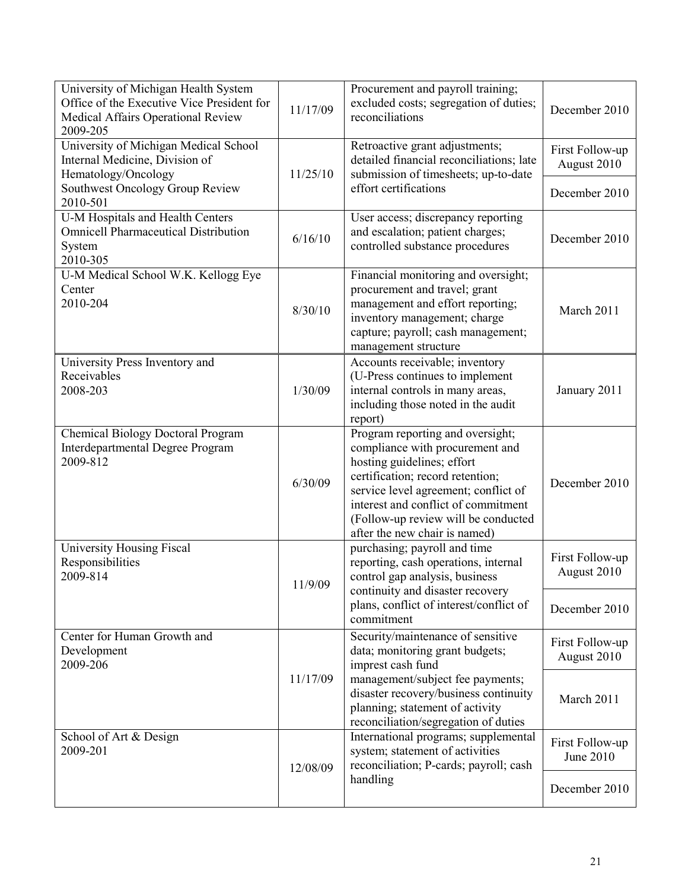| | | | |
|---|---|---|---|
| University of Michigan Health System Office of the Executive Vice President for Medical Affairs Operational Review 2009-205 | 11/17/09 | Procurement and payroll training; excluded costs; segregation of duties; reconciliations | December 2010 |
| University of Michigan Medical School Internal Medicine, Division of Hematology/Oncology Southwest Oncology Group Review 2010-501 | 11/25/10 | Retroactive grant adjustments; detailed financial reconciliations; late submission of timesheets; up-to-date effort certifications | First Follow-up August 2010 |
| | | | December 2010 |
| U-M Hospitals and Health Centers Omnicell Pharmaceutical Distribution System 2010-305 | 6/16/10 | User access; discrepancy reporting and escalation; patient charges; controlled substance procedures | December 2010 |
| U-M Medical School W.K. Kellogg Eye Center 2010-204 | 8/30/10 | Financial monitoring and oversight; procurement and travel; grant management and effort reporting; inventory management; charge capture; payroll; cash management; management structure | March 2011 |
| University Press Inventory and Receivables 2008-203 | 1/30/09 | Accounts receivable; inventory (U-Press continues to implement internal controls in many areas, including those noted in the audit report) | January 2011 |
| Chemical Biology Doctoral Program Interdepartmental Degree Program 2009-812 | 6/30/09 | Program reporting and oversight; compliance with procurement and hosting guidelines; effort certification; record retention; service level agreement; conflict of interest and conflict of commitment (Follow-up review will be conducted after the new chair is named) | December 2010 |
| University Housing Fiscal Responsibilities 2009-814 | 11/9/09 | purchasing; payroll and time reporting, cash operations, internal control gap analysis, business continuity and disaster recovery plans, conflict of interest/conflict of commitment | First Follow-up August 2010 |
| | | | December 2010 |
| Center for Human Growth and Development 2009-206 | 11/17/09 | Security/maintenance of sensitive data; monitoring grant budgets; imprest cash fund management/subject fee payments; disaster recovery/business continuity planning; statement of activity reconciliation/segregation of duties | First Follow-up August 2010 |
| | | | March 2011 |
| School of Art & Design 2009-201 | 12/08/09 | International programs; supplemental system; statement of activities reconciliation; P-cards; payroll; cash handling | First Follow-up June 2010 |
| | | | December 2010 |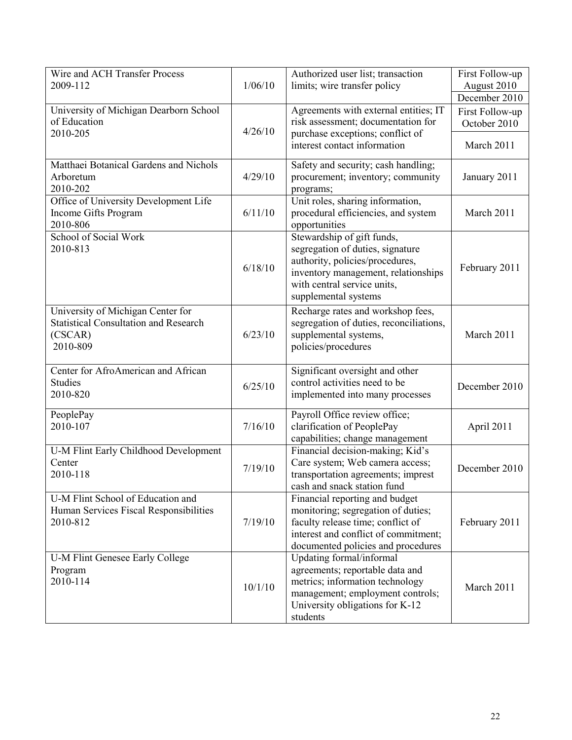| | | | |
|---|---|---|---|
| Wire and ACH Transfer Process 2009-112 | 1/06/10 | Authorized user list; transaction limits; wire transfer policy | First Follow-up August 2010 |
| | | | December 2010 |
| University of Michigan Dearborn School of Education 2010-205 | 4/26/10 | Agreements with external entities; IT risk assessment; documentation for purchase exceptions; conflict of interest contact information | First Follow-up October 2010 |
| | | | March 2011 |
| Matthaei Botanical Gardens and Nichols Arboretum 2010-202 | 4/29/10 | Safety and security; cash handling; procurement; inventory; community programs; | January 2011 |
| Office of University Development Life Income Gifts Program 2010-806 | 6/11/10 | Unit roles, sharing information, procedural efficiencies, and system opportunities | March 2011 |
| School of Social Work 2010-813 | 6/18/10 | Stewardship of gift funds, segregation of duties, signature authority, policies/procedures, inventory management, relationships with central service units, supplemental systems | February 2011 |
| University of Michigan Center for Statistical Consultation and Research (CSCAR) 2010-809 | 6/23/10 | Recharge rates and workshop fees, segregation of duties, reconciliations, supplemental systems, policies/procedures | March 2011 |
| Center for AfroAmerican and African Studies 2010-820 | 6/25/10 | Significant oversight and other control activities need to be implemented into many processes | December 2010 |
| PeoplePay 2010-107 | 7/16/10 | Payroll Office review office; clarification of PeoplePay capabilities; change management | April 2011 |
| U-M Flint Early Childhood Development Center 2010-118 | 7/19/10 | Financial decision-making; Kid's Care system; Web camera access; transportation agreements; impreset cash and snack station fund | December 2010 |
| U-M Flint School of Education and Human Services Fiscal Responsibilities 2010-812 | 7/19/10 | Financial reporting and budget monitoring; segregation of duties; faculty release time; conflict of interest and conflict of commitment; documented policies and procedures | February 2011 |
| U-M Flint Genesee Early College Program 2010-114 | 10/1/10 | Updating formal/informal agreements; reportable data and metrics; information technology management; employment controls; University obligations for K-12 students | March 2011 |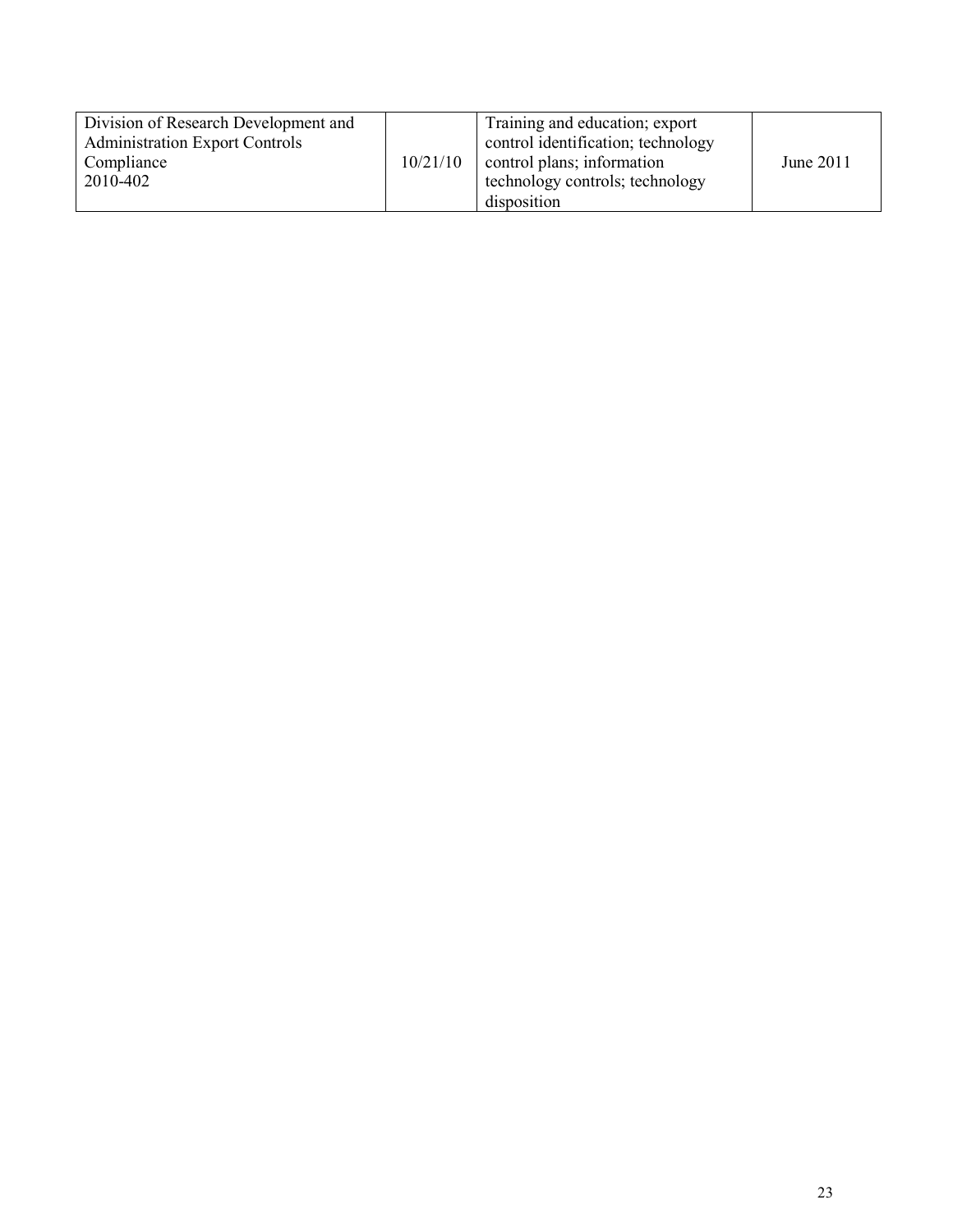| | | | |
|---|---|---|---|
| Division of Research Development and Administration Export Controls Compliance 2010-402 | 10/21/10 | Training and education; export control identification; technology control plans; information technology controls; technology disposition | June 2011 |